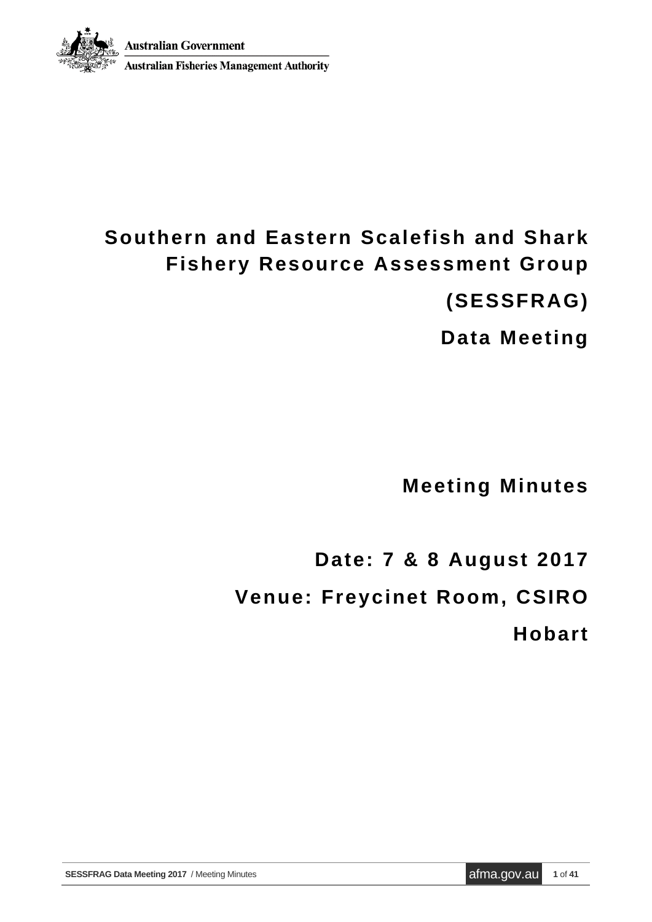Australian Government

Australian Fisheries Management Authority

# Southern and Eastern Scalefish and Shark Fishery Resource Assessment Group

# (SESSFRAG)

# Data Meeting

## Meeting Minutes

## Date: 7 & 8 August 2017

## Venue: Freycinet Room, CSIRO Hobart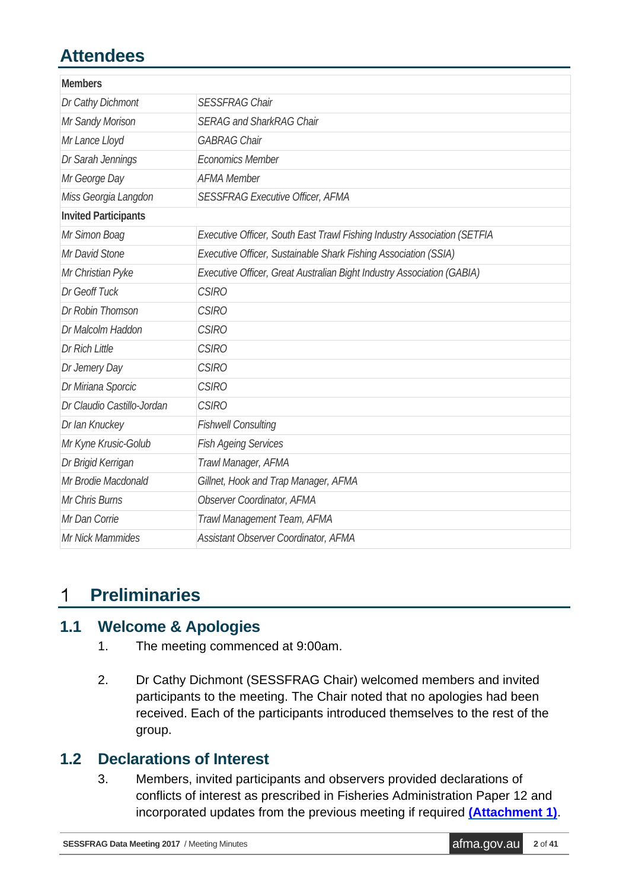## Attendees

| Members | |
|---|---|
| *Dr Cathy Dichmont* | *SESSFRAG Chair* |
| *Mr Sandy Morison* | *SERAG and SharkRAG Chair* |
| *Mr Lance Lloyd* | *GABRAG Chair* |
| *Dr Sarah Jennings* | *Economics Member* |
| *Mr George Day* | *AFMA Member* |
| *Miss Georgia Langdon* | *SESSFRAG Executive Officer, AFMA* |
| **Invited Participants** | |
| *Mr Simon Boag* | *Executive Officer, South East Trawl Fishing Industry Association (SETFIA* |
| *Mr David Stone* | *Executive Officer, Sustainable Shark Fishing Association (SSIA)* |
| *Mr Christian Pyke* | *Executive Officer, Great Australian Bight Industry Association (GABIA)* |
| *Dr Geoff Tuck* | *CSIRO* |
| *Dr Robin Thomson* | *CSIRO* |
| *Dr Malcolm Haddon* | *CSIRO* |
| *Dr Rich Little* | *CSIRO* |
| *Dr Jemery Day* | *CSIRO* |
| *Dr Miriana Sporcic* | *CSIRO* |
| *Dr Claudio Castillo-Jordan* | *CSIRO* |
| *Dr Ian Knuckey* | *Fishwell Consulting* |
| *Mr Kyne Krusic-Golub* | *Fish Ageing Services* |
| *Dr Brigid Kerrigan* | *Trawl Manager, AFMA* |
| *Mr Brodie Macdonald* | *Gillnet, Hook and Trap Manager, AFMA* |
| *Mr Chris Burns* | *Observer Coordinator, AFMA* |
| *Mr Dan Corrie* | *Trawl Management Team, AFMA* |
| *Mr Nick Mammides* | *Assistant Observer Coordinator, AFMA* |

# 1 Preliminaries

## 1.1 Welcome & Apologies

1. The meeting commenced at 9:00am.

2. Dr Cathy Dichmont (SESSFRAG Chair) welcomed members and invited participants to the meeting. The Chair noted that no apologies had been received. Each of the participants introduced themselves to the rest of the group.

## 1.2 Declarations of Interest

3. Members, invited participants and observers provided declarations of conflicts of interest as prescribed in Fisheries Administration Paper 12 and incorporated updates from the previous meeting if required **(Attachment 1)**.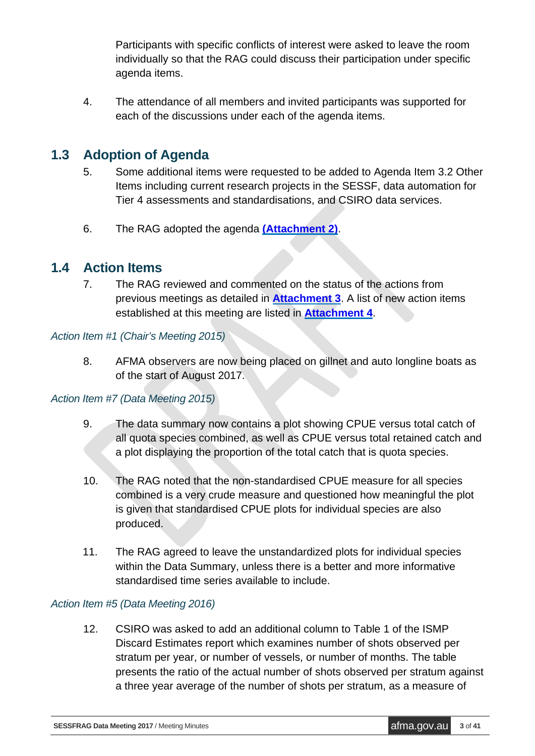Participants with specific conflicts of interest were asked to leave the room individually so that the RAG could discuss their participation under specific agenda items.

4. The attendance of all members and invited participants was supported for each of the discussions under each of the agenda items.

## 1.3 Adoption of Agenda

5. Some additional items were requested to be added to Agenda Item 3.2 Other Items including current research projects in the SESSF, data automation for Tier 4 assessments and standardisations, and CSIRO data services.

6. The RAG adopted the agenda **(Attachment 2)**.

## 1.4 Action Items

7. The RAG reviewed and commented on the status of the actions from previous meetings as detailed in **Attachment 3**. A list of new action items established at this meeting are listed in **Attachment 4**.

*Action Item #1 (Chair's Meeting 2015)*

8. AFMA observers are now being placed on gillnet and auto longline boats as of the start of August 2017.

*Action Item #7 (Data Meeting 2015)*

9. The data summary now contains a plot showing CPUE versus total catch of all quota species combined, as well as CPUE versus total retained catch and a plot displaying the proportion of the total catch that is quota species.

10. The RAG noted that the non-standardised CPUE measure for all species combined is a very crude measure and questioned how meaningful the plot is given that standardised CPUE plots for individual species are also produced.

11. The RAG agreed to leave the unstandardized plots for individual species within the Data Summary, unless there is a better and more informative standardised time series available to include.

*Action Item #5 (Data Meeting 2016)*

12. CSIRO was asked to add an additional column to Table 1 of the ISMP Discard Estimates report which examines number of shots observed per stratum per year, or number of vessels, or number of months. The table presents the ratio of the actual number of shots observed per stratum against a three year average of the number of shots per stratum, as a measure of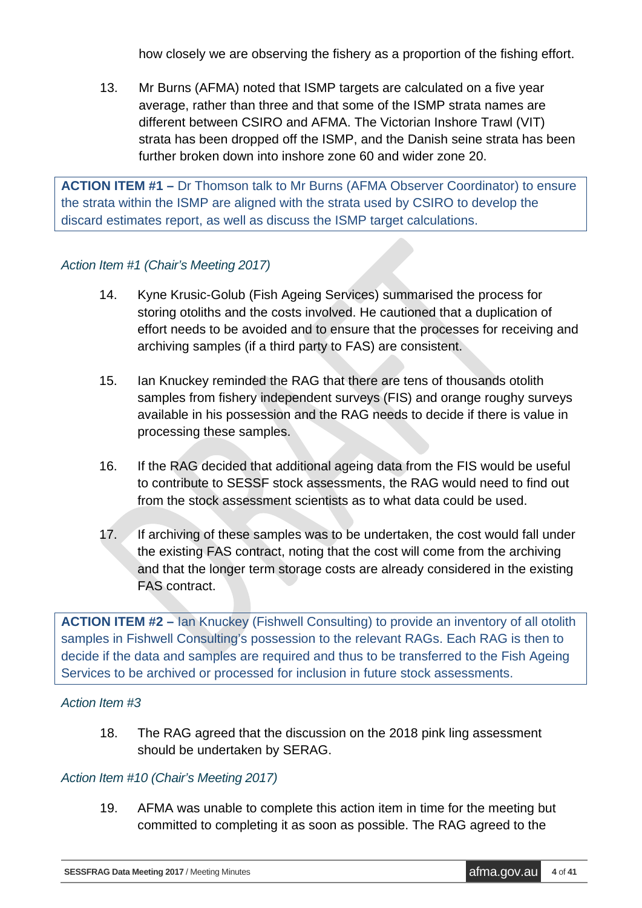how closely we are observing the fishery as a proportion of the fishing effort.

13. Mr Burns (AFMA) noted that ISMP targets are calculated on a five year average, rather than three and that some of the ISMP strata names are different between CSIRO and AFMA. The Victorian Inshore Trawl (VIT) strata has been dropped off the ISMP, and the Danish seine strata has been further broken down into inshore zone 60 and wider zone 20.

> **ACTION ITEM #1 –** Dr Thomson talk to Mr Burns (AFMA Observer Coordinator) to ensure the strata within the ISMP are aligned with the strata used by CSIRO to develop the discard estimates report, as well as discuss the ISMP target calculations.

*Action Item #1 (Chair's Meeting 2017)*

14. Kyne Krusic-Golub (Fish Ageing Services) summarised the process for storing otoliths and the costs involved. He cautioned that a duplication of effort needs to be avoided and to ensure that the processes for receiving and archiving samples (if a third party to FAS) are consistent.

15. Ian Knuckey reminded the RAG that there are tens of thousands otolith samples from fishery independent surveys (FIS) and orange roughy surveys available in his possession and the RAG needs to decide if there is value in processing these samples.

16. If the RAG decided that additional ageing data from the FIS would be useful to contribute to SESSF stock assessments, the RAG would need to find out from the stock assessment scientists as to what data could be used.

17. If archiving of these samples was to be undertaken, the cost would fall under the existing FAS contract, noting that the cost will come from the archiving and that the longer term storage costs are already considered in the existing FAS contract.

> **ACTION ITEM #2 –** Ian Knuckey (Fishwell Consulting) to provide an inventory of all otolith samples in Fishwell Consulting's possession to the relevant RAGs. Each RAG is then to decide if the data and samples are required and thus to be transferred to the Fish Ageing Services to be archived or processed for inclusion in future stock assessments.

*Action Item #3*

18. The RAG agreed that the discussion on the 2018 pink ling assessment should be undertaken by SERAG.

*Action Item #10 (Chair's Meeting 2017)*

19. AFMA was unable to complete this action item in time for the meeting but committed to completing it as soon as possible. The RAG agreed to the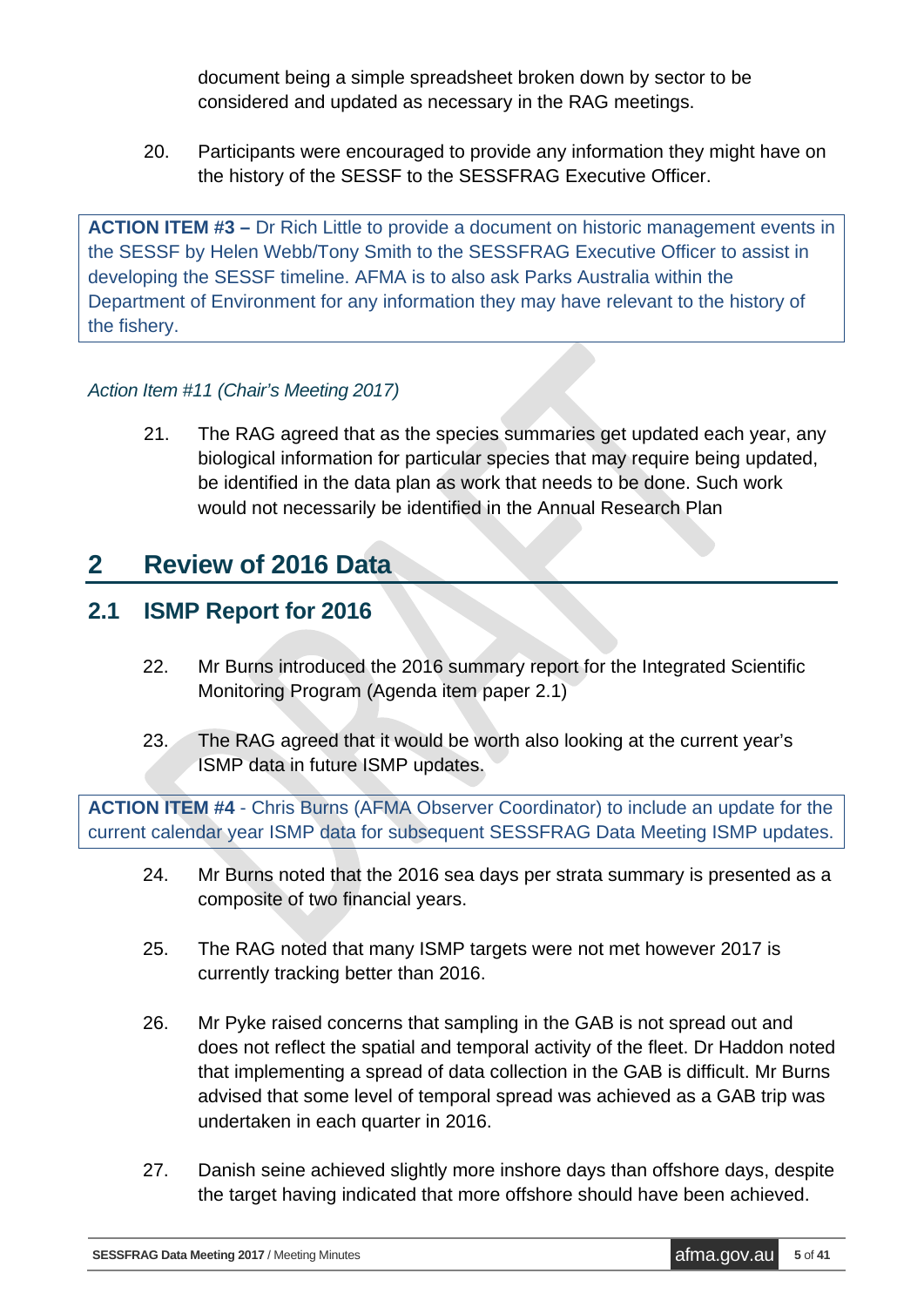document being a simple spreadsheet broken down by sector to be considered and updated as necessary in the RAG meetings.

20. Participants were encouraged to provide any information they might have on the history of the SESSF to the SESSFRAG Executive Officer.

> **ACTION ITEM #3 –** Dr Rich Little to provide a document on historic management events in the SESSF by Helen Webb/Tony Smith to the SESSFRAG Executive Officer to assist in developing the SESSF timeline. AFMA is to also ask Parks Australia within the Department of Environment for any information they may have relevant to the history of the fishery.

*Action Item #11 (Chair's Meeting 2017)*

21. The RAG agreed that as the species summaries get updated each year, any biological information for particular species that may require being updated, be identified in the data plan as work that needs to be done. Such work would not necessarily be identified in the Annual Research Plan

# 2 Review of 2016 Data

## 2.1 ISMP Report for 2016

22. Mr Burns introduced the 2016 summary report for the Integrated Scientific Monitoring Program (Agenda item paper 2.1)

23. The RAG agreed that it would be worth also looking at the current year's ISMP data in future ISMP updates.

> **ACTION ITEM #4** - Chris Burns (AFMA Observer Coordinator) to include an update for the current calendar year ISMP data for subsequent SESSFRAG Data Meeting ISMP updates.

24. Mr Burns noted that the 2016 sea days per strata summary is presented as a composite of two financial years.

25. The RAG noted that many ISMP targets were not met however 2017 is currently tracking better than 2016.

26. Mr Pyke raised concerns that sampling in the GAB is not spread out and does not reflect the spatial and temporal activity of the fleet. Dr Haddon noted that implementing a spread of data collection in the GAB is difficult. Mr Burns advised that some level of temporal spread was achieved as a GAB trip was undertaken in each quarter in 2016.

27. Danish seine achieved slightly more inshore days than offshore days, despite the target having indicated that more offshore should have been achieved.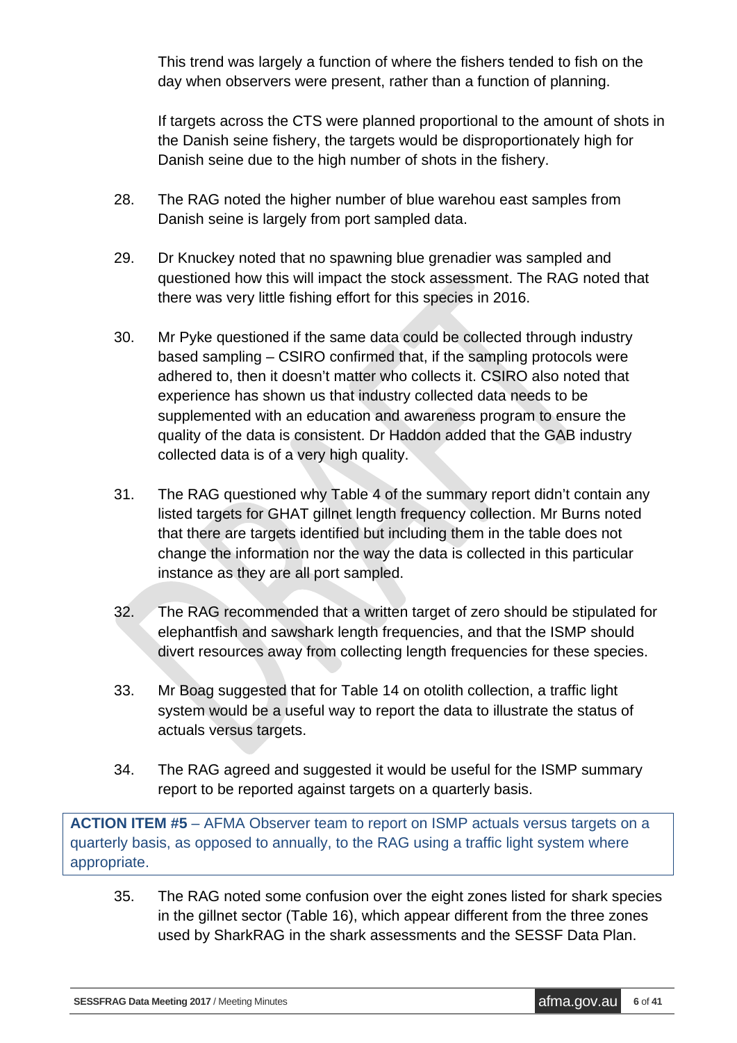This trend was largely a function of where the fishers tended to fish on the day when observers were present, rather than a function of planning.

If targets across the CTS were planned proportional to the amount of shots in the Danish seine fishery, the targets would be disproportionately high for Danish seine due to the high number of shots in the fishery.

28. The RAG noted the higher number of blue warehou east samples from Danish seine is largely from port sampled data.

29. Dr Knuckey noted that no spawning blue grenadier was sampled and questioned how this will impact the stock assessment. The RAG noted that there was very little fishing effort for this species in 2016.

30. Mr Pyke questioned if the same data could be collected through industry based sampling – CSIRO confirmed that, if the sampling protocols were adhered to, then it doesn't matter who collects it. CSIRO also noted that experience has shown us that industry collected data needs to be supplemented with an education and awareness program to ensure the quality of the data is consistent. Dr Haddon added that the GAB industry collected data is of a very high quality.

31. The RAG questioned why Table 4 of the summary report didn't contain any listed targets for GHAT gillnet length frequency collection. Mr Burns noted that there are targets identified but including them in the table does not change the information nor the way the data is collected in this particular instance as they are all port sampled.

32. The RAG recommended that a written target of zero should be stipulated for elephantfish and sawshark length frequencies, and that the ISMP should divert resources away from collecting length frequencies for these species.

33. Mr Boag suggested that for Table 14 on otolith collection, a traffic light system would be a useful way to report the data to illustrate the status of actuals versus targets.

34. The RAG agreed and suggested it would be useful for the ISMP summary report to be reported against targets on a quarterly basis.

**ACTION ITEM #5** – AFMA Observer team to report on ISMP actuals versus targets on a quarterly basis, as opposed to annually, to the RAG using a traffic light system where appropriate.

35. The RAG noted some confusion over the eight zones listed for shark species in the gillnet sector (Table 16), which appear different from the three zones used by SharkRAG in the shark assessments and the SESSF Data Plan.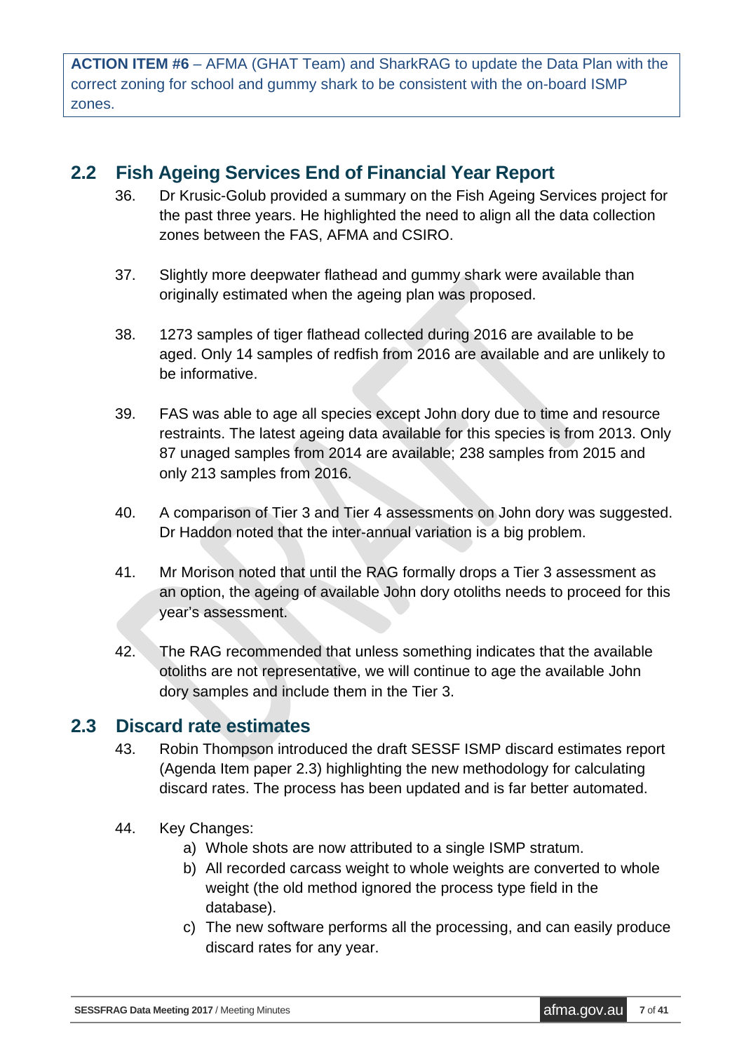**ACTION ITEM #6** – AFMA (GHAT Team) and SharkRAG to update the Data Plan with the correct zoning for school and gummy shark to be consistent with the on-board ISMP zones.

## 2.2 Fish Ageing Services End of Financial Year Report

36. Dr Krusic-Golub provided a summary on the Fish Ageing Services project for the past three years. He highlighted the need to align all the data collection zones between the FAS, AFMA and CSIRO.

37. Slightly more deepwater flathead and gummy shark were available than originally estimated when the ageing plan was proposed.

38. 1273 samples of tiger flathead collected during 2016 are available to be aged. Only 14 samples of redfish from 2016 are available and are unlikely to be informative.

39. FAS was able to age all species except John dory due to time and resource restraints. The latest ageing data available for this species is from 2013. Only 87 unaged samples from 2014 are available; 238 samples from 2015 and only 213 samples from 2016.

40. A comparison of Tier 3 and Tier 4 assessments on John dory was suggested. Dr Haddon noted that the inter-annual variation is a big problem.

41. Mr Morison noted that until the RAG formally drops a Tier 3 assessment as an option, the ageing of available John dory otoliths needs to proceed for this year's assessment.

42. The RAG recommended that unless something indicates that the available otoliths are not representative, we will continue to age the available John dory samples and include them in the Tier 3.

## 2.3 Discard rate estimates

43. Robin Thompson introduced the draft SESSF ISMP discard estimates report (Agenda Item paper 2.3) highlighting the new methodology for calculating discard rates. The process has been updated and is far better automated.

44. Key Changes:
    a) Whole shots are now attributed to a single ISMP stratum.
    b) All recorded carcass weight to whole weights are converted to whole weight (the old method ignored the process type field in the database).
    c) The new software performs all the processing, and can easily produce discard rates for any year.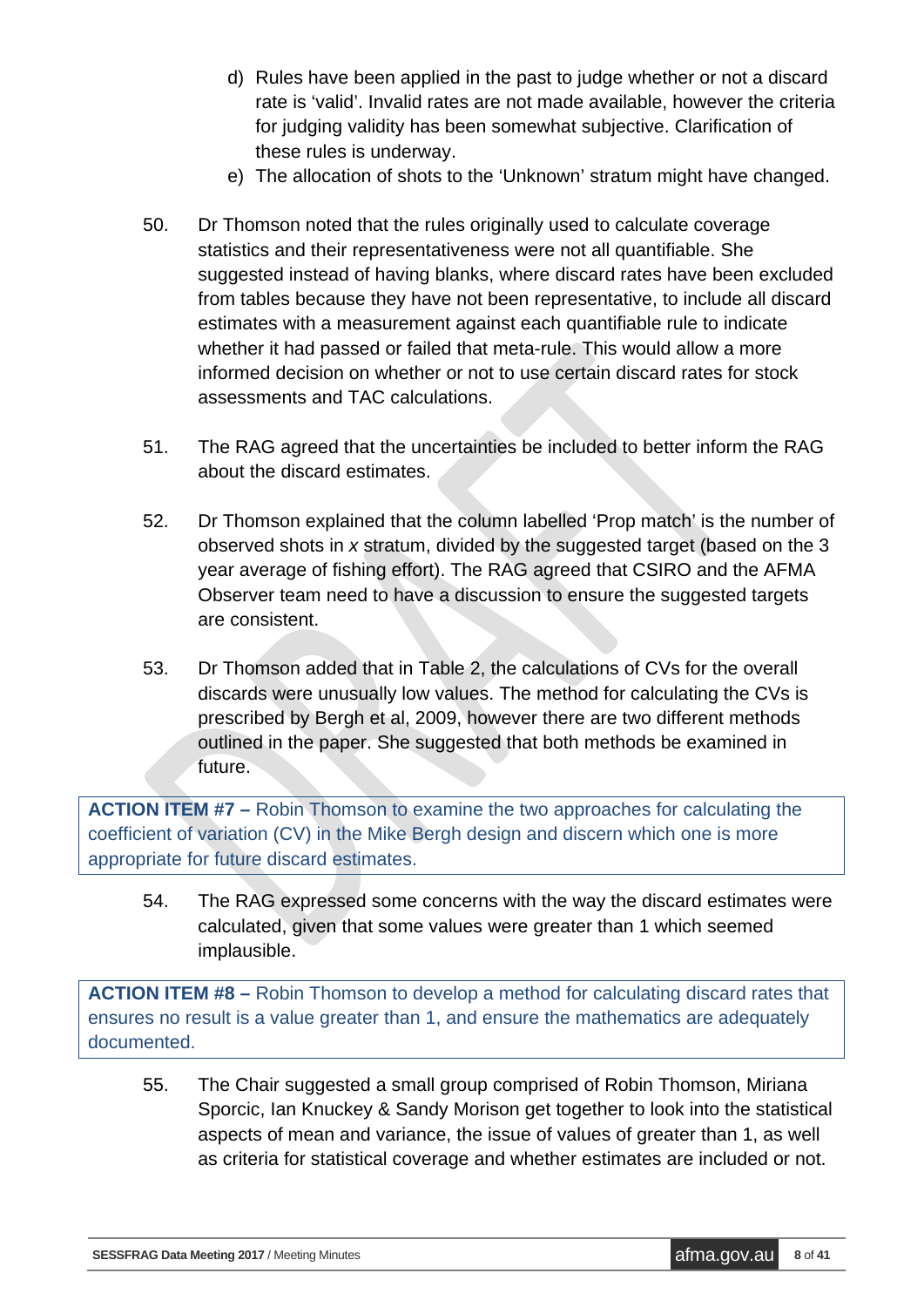d) Rules have been applied in the past to judge whether or not a discard rate is 'valid'. Invalid rates are not made available, however the criteria for judging validity has been somewhat subjective. Clarification of these rules is underway.

e) The allocation of shots to the 'Unknown' stratum might have changed.

50. Dr Thomson noted that the rules originally used to calculate coverage statistics and their representativeness were not all quantifiable. She suggested instead of having blanks, where discard rates have been excluded from tables because they have not been representative, to include all discard estimates with a measurement against each quantifiable rule to indicate whether it had passed or failed that meta-rule. This would allow a more informed decision on whether or not to use certain discard rates for stock assessments and TAC calculations.

51. The RAG agreed that the uncertainties be included to better inform the RAG about the discard estimates.

52. Dr Thomson explained that the column labelled 'Prop match' is the number of observed shots in *x* stratum, divided by the suggested target (based on the 3 year average of fishing effort). The RAG agreed that CSIRO and the AFMA Observer team need to have a discussion to ensure the suggested targets are consistent.

53. Dr Thomson added that in Table 2, the calculations of CVs for the overall discards were unusually low values. The method for calculating the CVs is prescribed by Bergh et al, 2009, however there are two different methods outlined in the paper. She suggested that both methods be examined in future.

**ACTION ITEM #7 –** Robin Thomson to examine the two approaches for calculating the coefficient of variation (CV) in the Mike Bergh design and discern which one is more appropriate for future discard estimates.

54. The RAG expressed some concerns with the way the discard estimates were calculated, given that some values were greater than 1 which seemed implausible.

**ACTION ITEM #8 –** Robin Thomson to develop a method for calculating discard rates that ensures no result is a value greater than 1, and ensure the mathematics are adequately documented.

55. The Chair suggested a small group comprised of Robin Thomson, Miriana Sporcic, Ian Knuckey & Sandy Morison get together to look into the statistical aspects of mean and variance, the issue of values of greater than 1, as well as criteria for statistical coverage and whether estimates are included or not.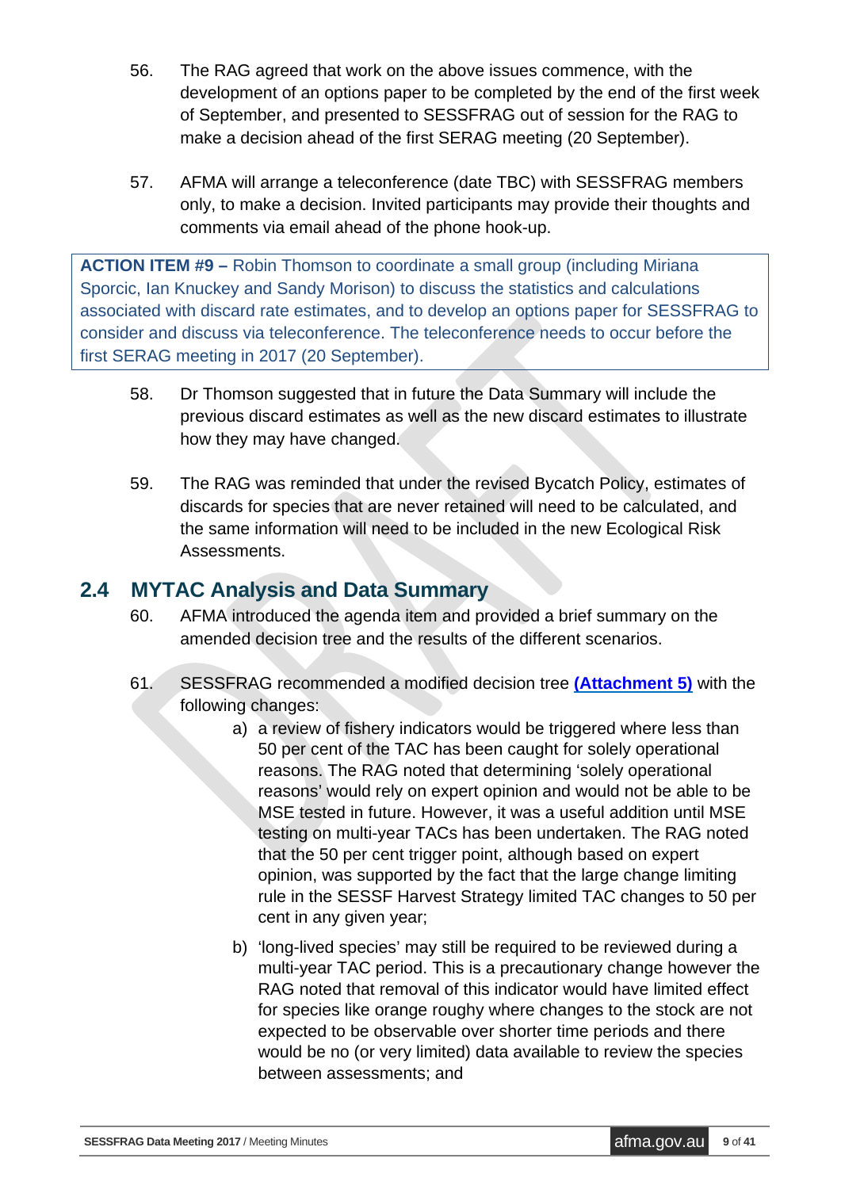56. The RAG agreed that work on the above issues commence, with the development of an options paper to be completed by the end of the first week of September, and presented to SESSFRAG out of session for the RAG to make a decision ahead of the first SERAG meeting (20 September).

57. AFMA will arrange a teleconference (date TBC) with SESSFRAG members only, to make a decision. Invited participants may provide their thoughts and comments via email ahead of the phone hook-up.

> **ACTION ITEM #9 –** Robin Thomson to coordinate a small group (including Miriana Sporcic, Ian Knuckey and Sandy Morison) to discuss the statistics and calculations associated with discard rate estimates, and to develop an options paper for SESSFRAG to consider and discuss via teleconference. The teleconference needs to occur before the first SERAG meeting in 2017 (20 September).

58. Dr Thomson suggested that in future the Data Summary will include the previous discard estimates as well as the new discard estimates to illustrate how they may have changed.

59. The RAG was reminded that under the revised Bycatch Policy, estimates of discards for species that are never retained will need to be calculated, and the same information will need to be included in the new Ecological Risk Assessments.

## 2.4 MYTAC Analysis and Data Summary

60. AFMA introduced the agenda item and provided a brief summary on the amended decision tree and the results of the different scenarios.

61. SESSFRAG recommended a modified decision tree **(Attachment 5)** with the following changes:

    a) a review of fishery indicators would be triggered where less than 50 per cent of the TAC has been caught for solely operational reasons. The RAG noted that determining 'solely operational reasons' would rely on expert opinion and would not be able to be MSE tested in future. However, it was a useful addition until MSE testing on multi-year TACs has been undertaken. The RAG noted that the 50 per cent trigger point, although based on expert opinion, was supported by the fact that the large change limiting rule in the SESSF Harvest Strategy limited TAC changes to 50 per cent in any given year;

    b) 'long-lived species' may still be required to be reviewed during a multi-year TAC period. This is a precautionary change however the RAG noted that removal of this indicator would have limited effect for species like orange roughy where changes to the stock are not expected to be observable over shorter time periods and there would be no (or very limited) data available to review the species between assessments; and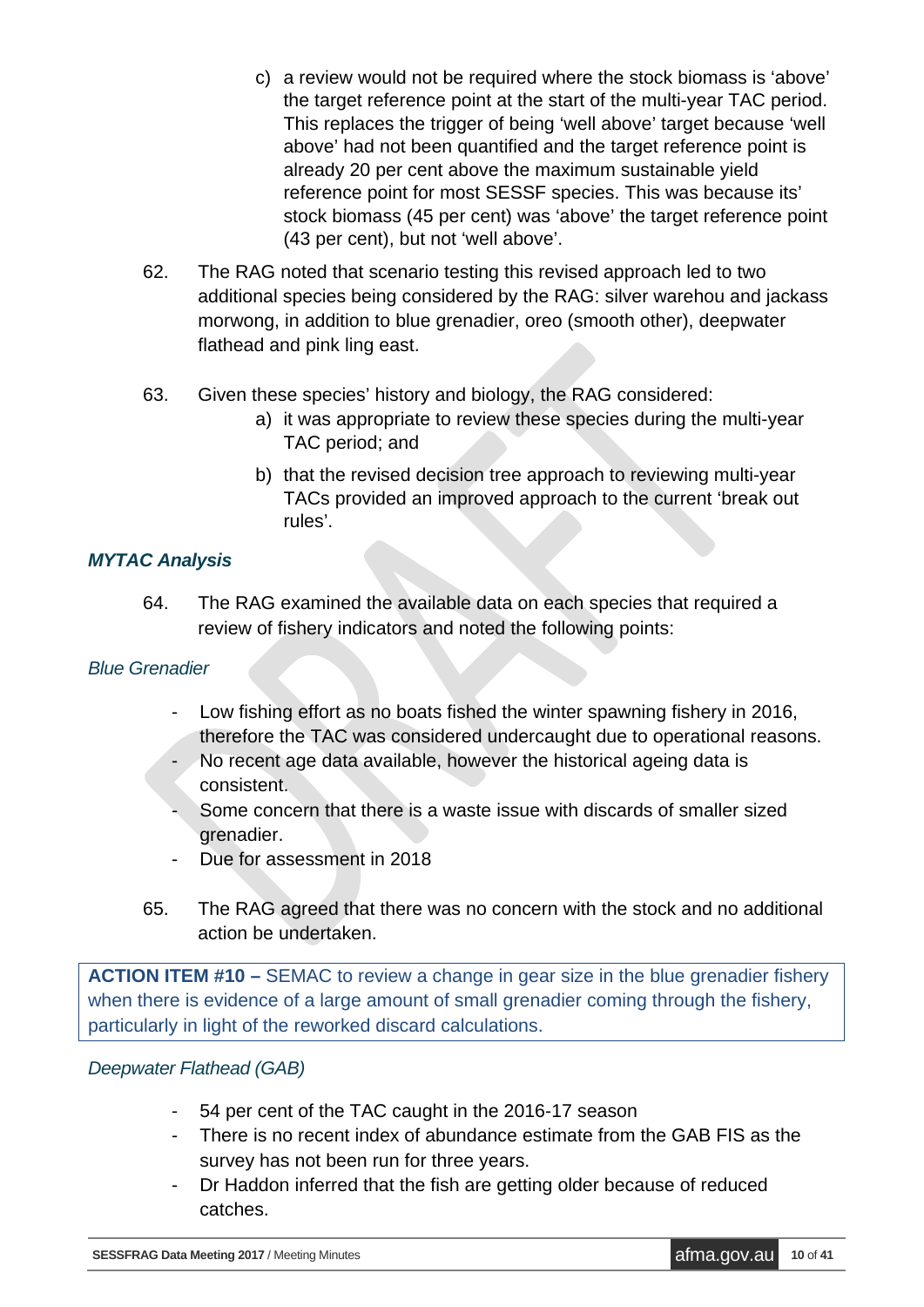c) a review would not be required where the stock biomass is 'above' the target reference point at the start of the multi-year TAC period. This replaces the trigger of being 'well above' target because 'well above' had not been quantified and the target reference point is already 20 per cent above the maximum sustainable yield reference point for most SESSF species. This was because its' stock biomass (45 per cent) was 'above' the target reference point (43 per cent), but not 'well above'.

62. The RAG noted that scenario testing this revised approach led to two additional species being considered by the RAG: silver warehou and jackass morwong, in addition to blue grenadier, oreo (smooth other), deepwater flathead and pink ling east.

63. Given these species' history and biology, the RAG considered:

a) it was appropriate to review these species during the multi-year TAC period; and

b) that the revised decision tree approach to reviewing multi-year TACs provided an improved approach to the current 'break out rules'.

### *MYTAC Analysis*

64. The RAG examined the available data on each species that required a review of fishery indicators and noted the following points:

#### *Blue Grenadier*

- Low fishing effort as no boats fished the winter spawning fishery in 2016, therefore the TAC was considered undercaught due to operational reasons.
- No recent age data available, however the historical ageing data is consistent.
- Some concern that there is a waste issue with discards of smaller sized grenadier.
- Due for assessment in 2018

65. The RAG agreed that there was no concern with the stock and no additional action be undertaken.

> **ACTION ITEM #10 –** SEMAC to review a change in gear size in the blue grenadier fishery when there is evidence of a large amount of small grenadier coming through the fishery, particularly in light of the reworked discard calculations.

#### *Deepwater Flathead (GAB)*

- 54 per cent of the TAC caught in the 2016-17 season
- There is no recent index of abundance estimate from the GAB FIS as the survey has not been run for three years.
- Dr Haddon inferred that the fish are getting older because of reduced catches.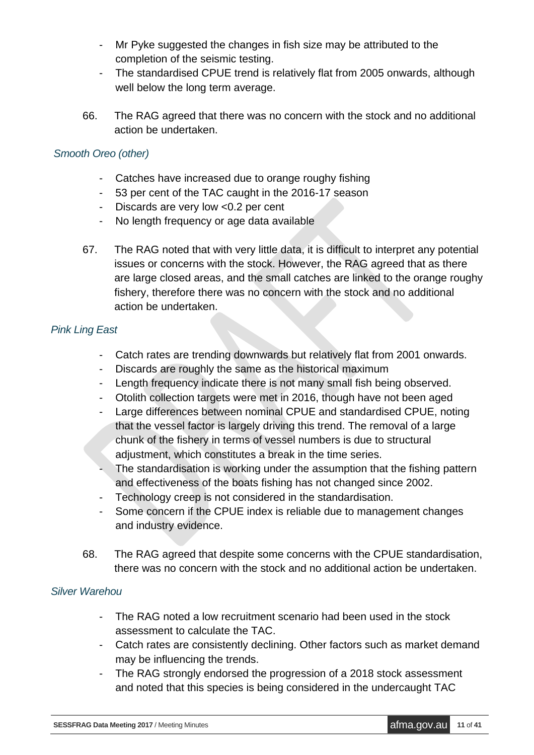- Mr Pyke suggested the changes in fish size may be attributed to the completion of the seismic testing.
- The standardised CPUE trend is relatively flat from 2005 onwards, although well below the long term average.

66. The RAG agreed that there was no concern with the stock and no additional action be undertaken.

*Smooth Oreo (other)*

- Catches have increased due to orange roughy fishing
- 53 per cent of the TAC caught in the 2016-17 season
- Discards are very low <0.2 per cent
- No length frequency or age data available

67. The RAG noted that with very little data, it is difficult to interpret any potential issues or concerns with the stock. However, the RAG agreed that as there are large closed areas, and the small catches are linked to the orange roughy fishery, therefore there was no concern with the stock and no additional action be undertaken.

*Pink Ling East*

- Catch rates are trending downwards but relatively flat from 2001 onwards.
- Discards are roughly the same as the historical maximum
- Length frequency indicate there is not many small fish being observed.
- Otolith collection targets were met in 2016, though have not been aged
- Large differences between nominal CPUE and standardised CPUE, noting that the vessel factor is largely driving this trend. The removal of a large chunk of the fishery in terms of vessel numbers is due to structural adjustment, which constitutes a break in the time series.
- The standardisation is working under the assumption that the fishing pattern and effectiveness of the boats fishing has not changed since 2002.
- Technology creep is not considered in the standardisation.
- Some concern if the CPUE index is reliable due to management changes and industry evidence.

68. The RAG agreed that despite some concerns with the CPUE standardisation, there was no concern with the stock and no additional action be undertaken.

*Silver Warehou*

- The RAG noted a low recruitment scenario had been used in the stock assessment to calculate the TAC.
- Catch rates are consistently declining. Other factors such as market demand may be influencing the trends.
- The RAG strongly endorsed the progression of a 2018 stock assessment and noted that this species is being considered in the undercaught TAC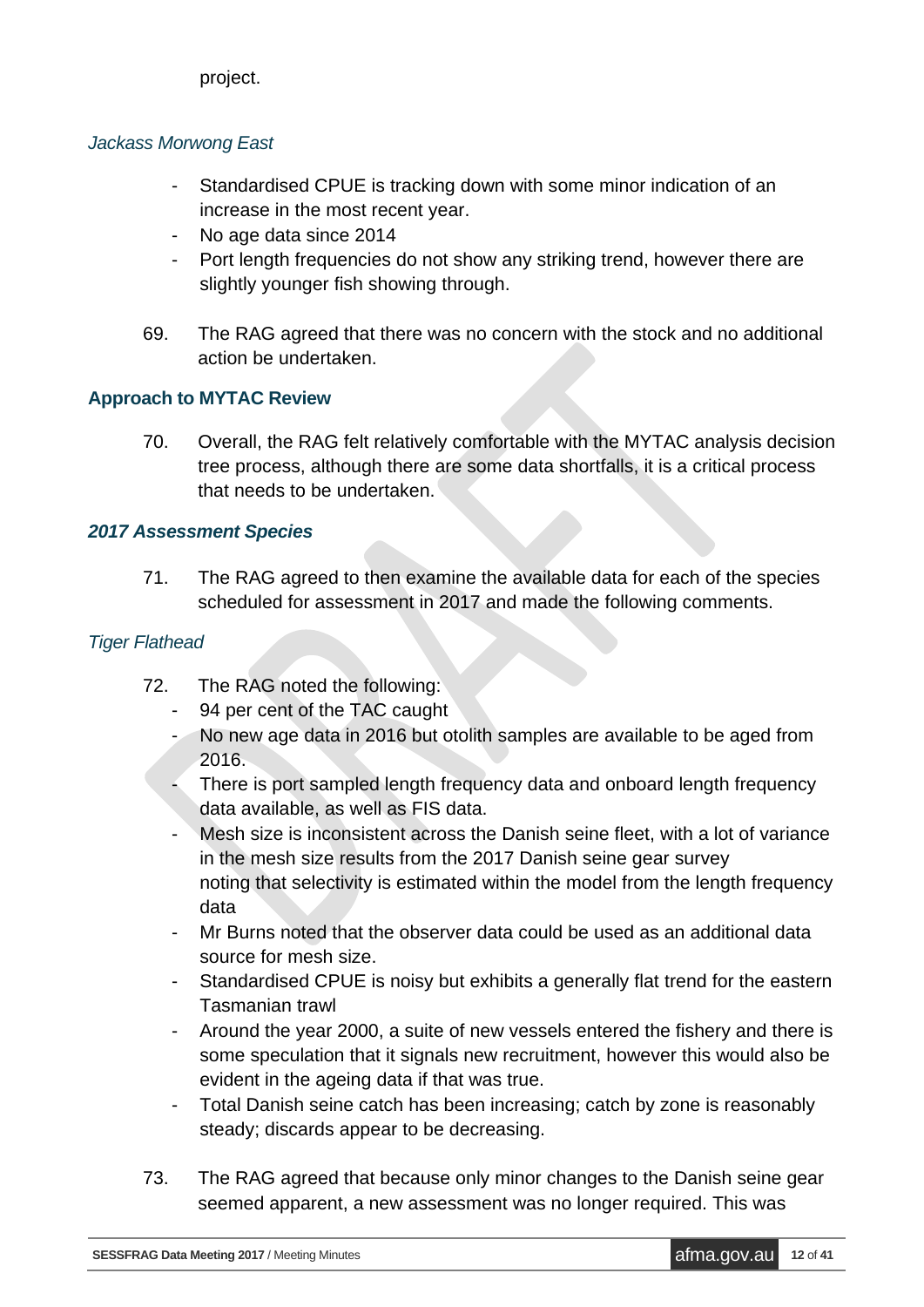project.

### *Jackass Morwong East*

- Standardised CPUE is tracking down with some minor indication of an increase in the most recent year.
- No age data since 2014
- Port length frequencies do not show any striking trend, however there are slightly younger fish showing through.

69. The RAG agreed that there was no concern with the stock and no additional action be undertaken.

## Approach to MYTAC Review

70. Overall, the RAG felt relatively comfortable with the MYTAC analysis decision tree process, although there are some data shortfalls, it is a critical process that needs to be undertaken.

### *2017 Assessment Species*

71. The RAG agreed to then examine the available data for each of the species scheduled for assessment in 2017 and made the following comments.

### *Tiger Flathead*

72. The RAG noted the following:
    - 94 per cent of the TAC caught
    - No new age data in 2016 but otolith samples are available to be aged from 2016.
    - There is port sampled length frequency data and onboard length frequency data available, as well as FIS data.
    - Mesh size is inconsistent across the Danish seine fleet, with a lot of variance in the mesh size results from the 2017 Danish seine gear survey noting that selectivity is estimated within the model from the length frequency data
    - Mr Burns noted that the observer data could be used as an additional data source for mesh size.
    - Standardised CPUE is noisy but exhibits a generally flat trend for the eastern Tasmanian trawl
    - Around the year 2000, a suite of new vessels entered the fishery and there is some speculation that it signals new recruitment, however this would also be evident in the ageing data if that was true.
    - Total Danish seine catch has been increasing; catch by zone is reasonably steady; discards appear to be decreasing.

73. The RAG agreed that because only minor changes to the Danish seine gear seemed apparent, a new assessment was no longer required. This was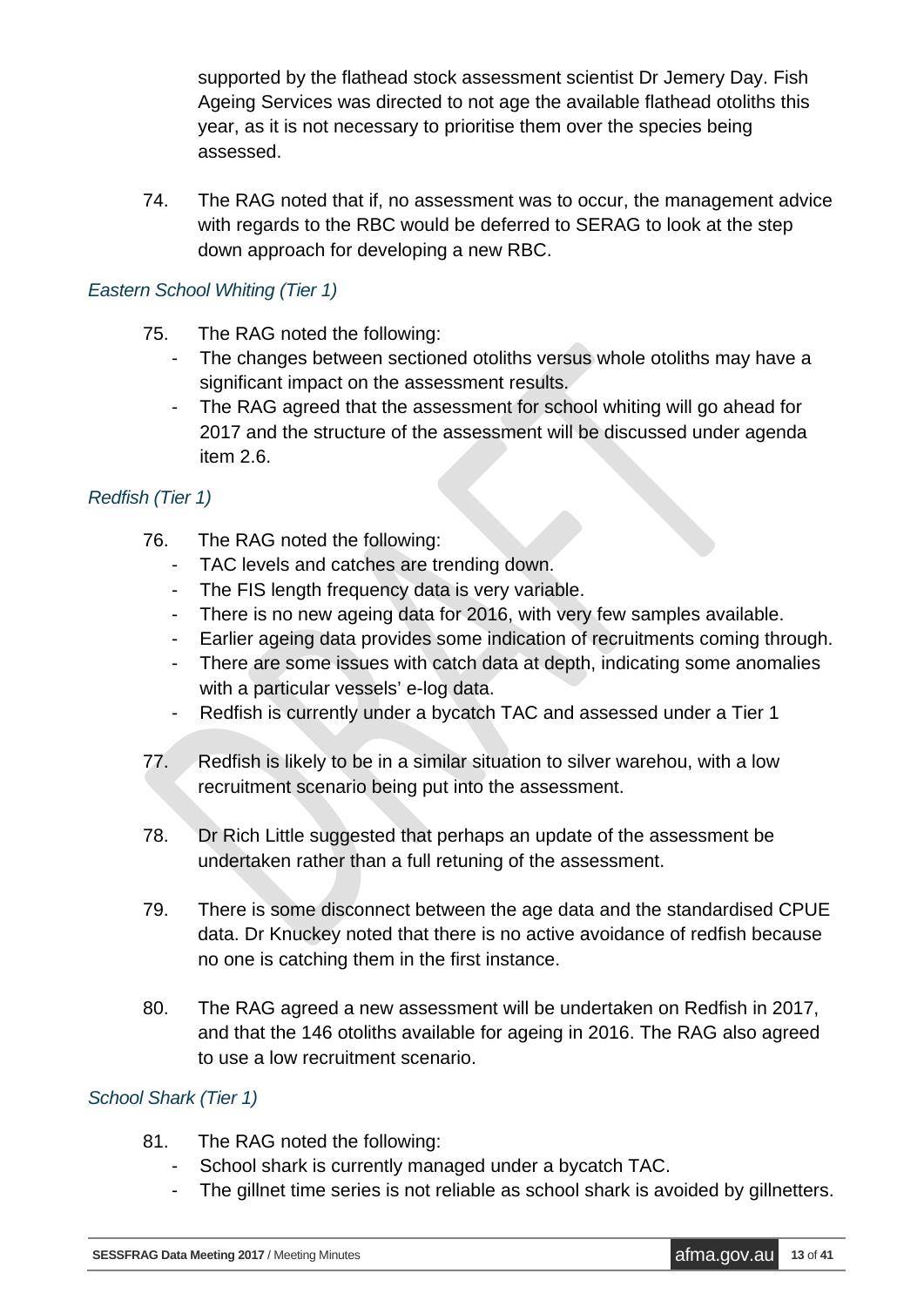supported by the flathead stock assessment scientist Dr Jemery Day. Fish Ageing Services was directed to not age the available flathead otoliths this year, as it is not necessary to prioritise them over the species being assessed.

74. The RAG noted that if, no assessment was to occur, the management advice with regards to the RBC would be deferred to SERAG to look at the step down approach for developing a new RBC.

### *Eastern School Whiting (Tier 1)*

75. The RAG noted the following:
    - The changes between sectioned otoliths versus whole otoliths may have a significant impact on the assessment results.
    - The RAG agreed that the assessment for school whiting will go ahead for 2017 and the structure of the assessment will be discussed under agenda item 2.6.

### *Redfish (Tier 1)*

76. The RAG noted the following:
    - TAC levels and catches are trending down.
    - The FIS length frequency data is very variable.
    - There is no new ageing data for 2016, with very few samples available.
    - Earlier ageing data provides some indication of recruitments coming through.
    - There are some issues with catch data at depth, indicating some anomalies with a particular vessels' e-log data.
    - Redfish is currently under a bycatch TAC and assessed under a Tier 1

77. Redfish is likely to be in a similar situation to silver warehou, with a low recruitment scenario being put into the assessment.

78. Dr Rich Little suggested that perhaps an update of the assessment be undertaken rather than a full retuning of the assessment.

79. There is some disconnect between the age data and the standardised CPUE data. Dr Knuckey noted that there is no active avoidance of redfish because no one is catching them in the first instance.

80. The RAG agreed a new assessment will be undertaken on Redfish in 2017, and that the 146 otoliths available for ageing in 2016. The RAG also agreed to use a low recruitment scenario.

### *School Shark (Tier 1)*

81. The RAG noted the following:
    - School shark is currently managed under a bycatch TAC.
    - The gillnet time series is not reliable as school shark is avoided by gillnetters.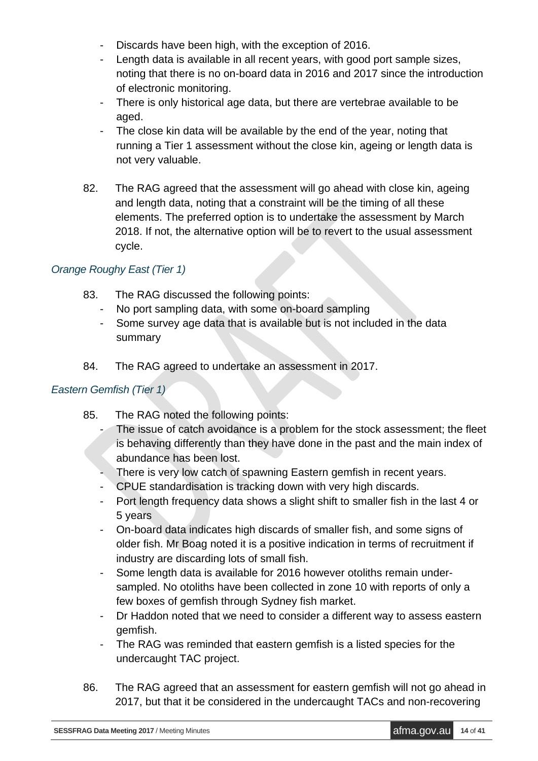- Discards have been high, with the exception of 2016.
- Length data is available in all recent years, with good port sample sizes, noting that there is no on-board data in 2016 and 2017 since the introduction of electronic monitoring.
- There is only historical age data, but there are vertebrae available to be aged.
- The close kin data will be available by the end of the year, noting that running a Tier 1 assessment without the close kin, ageing or length data is not very valuable.

82. The RAG agreed that the assessment will go ahead with close kin, ageing and length data, noting that a constraint will be the timing of all these elements. The preferred option is to undertake the assessment by March 2018. If not, the alternative option will be to revert to the usual assessment cycle.

### *Orange Roughy East (Tier 1)*

83. The RAG discussed the following points:
    - No port sampling data, with some on-board sampling
    - Some survey age data that is available but is not included in the data summary

84. The RAG agreed to undertake an assessment in 2017.

### *Eastern Gemfish (Tier 1)*

85. The RAG noted the following points:
    - The issue of catch avoidance is a problem for the stock assessment; the fleet is behaving differently than they have done in the past and the main index of abundance has been lost.
    - There is very low catch of spawning Eastern gemfish in recent years.
    - CPUE standardisation is tracking down with very high discards.
    - Port length frequency data shows a slight shift to smaller fish in the last 4 or 5 years
    - On-board data indicates high discards of smaller fish, and some signs of older fish. Mr Boag noted it is a positive indication in terms of recruitment if industry are discarding lots of small fish.
    - Some length data is available for 2016 however otoliths remain under-sampled. No otoliths have been collected in zone 10 with reports of only a few boxes of gemfish through Sydney fish market.
    - Dr Haddon noted that we need to consider a different way to assess eastern gemfish.
    - The RAG was reminded that eastern gemfish is a listed species for the undercaught TAC project.

86. The RAG agreed that an assessment for eastern gemfish will not go ahead in 2017, but that it be considered in the undercaught TACs and non-recovering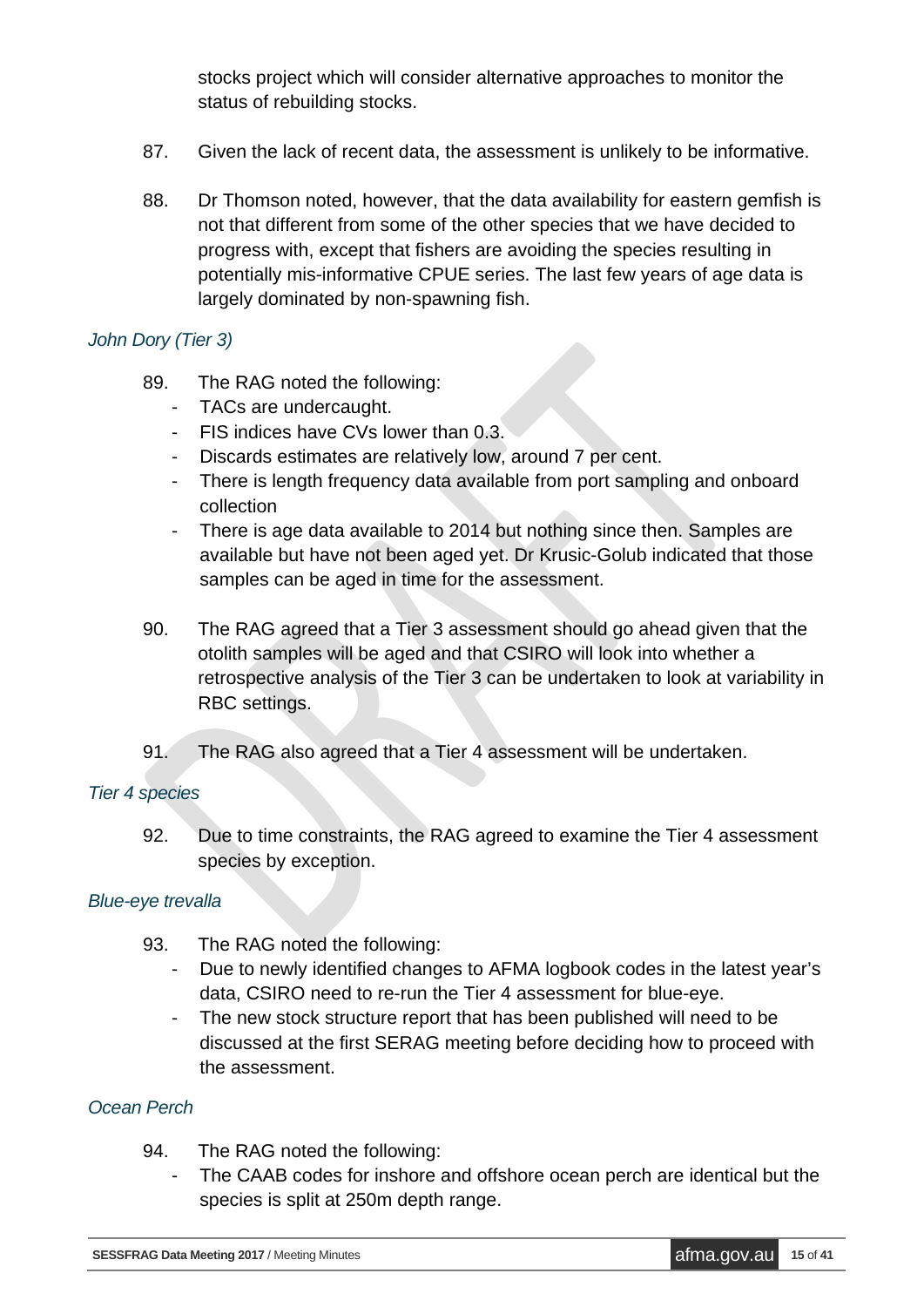stocks project which will consider alternative approaches to monitor the status of rebuilding stocks.

87. Given the lack of recent data, the assessment is unlikely to be informative.

88. Dr Thomson noted, however, that the data availability for eastern gemfish is not that different from some of the other species that we have decided to progress with, except that fishers are avoiding the species resulting in potentially mis-informative CPUE series. The last few years of age data is largely dominated by non-spawning fish.

### *John Dory (Tier 3)*

89. The RAG noted the following:
   - TACs are undercaught.
   - FIS indices have CVs lower than 0.3.
   - Discards estimates are relatively low, around 7 per cent.
   - There is length frequency data available from port sampling and onboard collection
   - There is age data available to 2014 but nothing since then. Samples are available but have not been aged yet. Dr Krusic-Golub indicated that those samples can be aged in time for the assessment.

90. The RAG agreed that a Tier 3 assessment should go ahead given that the otolith samples will be aged and that CSIRO will look into whether a retrospective analysis of the Tier 3 can be undertaken to look at variability in RBC settings.

91. The RAG also agreed that a Tier 4 assessment will be undertaken.

### *Tier 4 species*

92. Due to time constraints, the RAG agreed to examine the Tier 4 assessment species by exception.

### *Blue-eye trevalla*

93. The RAG noted the following:
   - Due to newly identified changes to AFMA logbook codes in the latest year's data, CSIRO need to re-run the Tier 4 assessment for blue-eye.
   - The new stock structure report that has been published will need to be discussed at the first SERAG meeting before deciding how to proceed with the assessment.

### *Ocean Perch*

94. The RAG noted the following:
   - The CAAB codes for inshore and offshore ocean perch are identical but the species is split at 250m depth range.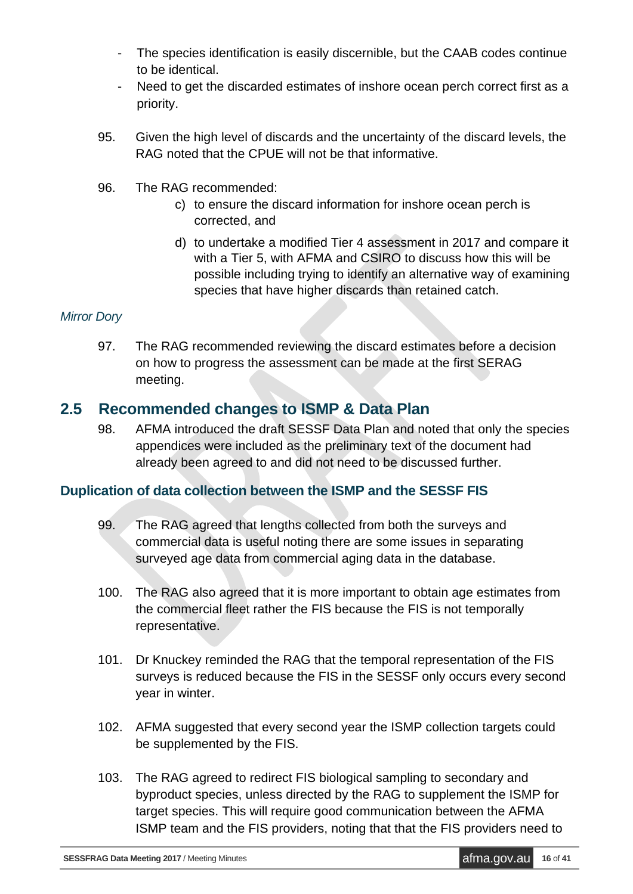- The species identification is easily discernible, but the CAAB codes continue to be identical.
- Need to get the discarded estimates of inshore ocean perch correct first as a priority.

95. Given the high level of discards and the uncertainty of the discard levels, the RAG noted that the CPUE will not be that informative.

96. The RAG recommended:

    c) to ensure the discard information for inshore ocean perch is corrected, and

    d) to undertake a modified Tier 4 assessment in 2017 and compare it with a Tier 5, with AFMA and CSIRO to discuss how this will be possible including trying to identify an alternative way of examining species that have higher discards than retained catch.

*Mirror Dory*

97. The RAG recommended reviewing the discard estimates before a decision on how to progress the assessment can be made at the first SERAG meeting.

## 2.5 Recommended changes to ISMP & Data Plan

98. AFMA introduced the draft SESSF Data Plan and noted that only the species appendices were included as the preliminary text of the document had already been agreed to and did not need to be discussed further.

### Duplication of data collection between the ISMP and the SESSF FIS

99. The RAG agreed that lengths collected from both the surveys and commercial data is useful noting there are some issues in separating surveyed age data from commercial aging data in the database.

100. The RAG also agreed that it is more important to obtain age estimates from the commercial fleet rather the FIS because the FIS is not temporally representative.

101. Dr Knuckey reminded the RAG that the temporal representation of the FIS surveys is reduced because the FIS in the SESSF only occurs every second year in winter.

102. AFMA suggested that every second year the ISMP collection targets could be supplemented by the FIS.

103. The RAG agreed to redirect FIS biological sampling to secondary and byproduct species, unless directed by the RAG to supplement the ISMP for target species. This will require good communication between the AFMA ISMP team and the FIS providers, noting that that the FIS providers need to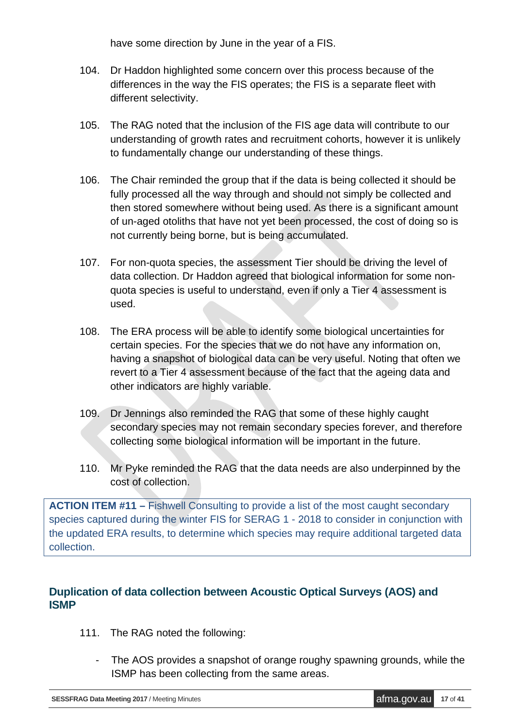have some direction by June in the year of a FIS.

104. Dr Haddon highlighted some concern over this process because of the differences in the way the FIS operates; the FIS is a separate fleet with different selectivity.

105. The RAG noted that the inclusion of the FIS age data will contribute to our understanding of growth rates and recruitment cohorts, however it is unlikely to fundamentally change our understanding of these things.

106. The Chair reminded the group that if the data is being collected it should be fully processed all the way through and should not simply be collected and then stored somewhere without being used. As there is a significant amount of un-aged otoliths that have not yet been processed, the cost of doing so is not currently being borne, but is being accumulated.

107. For non-quota species, the assessment Tier should be driving the level of data collection. Dr Haddon agreed that biological information for some non-quota species is useful to understand, even if only a Tier 4 assessment is used.

108. The ERA process will be able to identify some biological uncertainties for certain species. For the species that we do not have any information on, having a snapshot of biological data can be very useful. Noting that often we revert to a Tier 4 assessment because of the fact that the ageing data and other indicators are highly variable.

109. Dr Jennings also reminded the RAG that some of these highly caught secondary species may not remain secondary species forever, and therefore collecting some biological information will be important in the future.

110. Mr Pyke reminded the RAG that the data needs are also underpinned by the cost of collection.

**ACTION ITEM #11 –** Fishwell Consulting to provide a list of the most caught secondary species captured during the winter FIS for SERAG 1 - 2018 to consider in conjunction with the updated ERA results, to determine which species may require additional targeted data collection.

## Duplication of data collection between Acoustic Optical Surveys (AOS) and ISMP

111. The RAG noted the following:

- The AOS provides a snapshot of orange roughy spawning grounds, while the ISMP has been collecting from the same areas.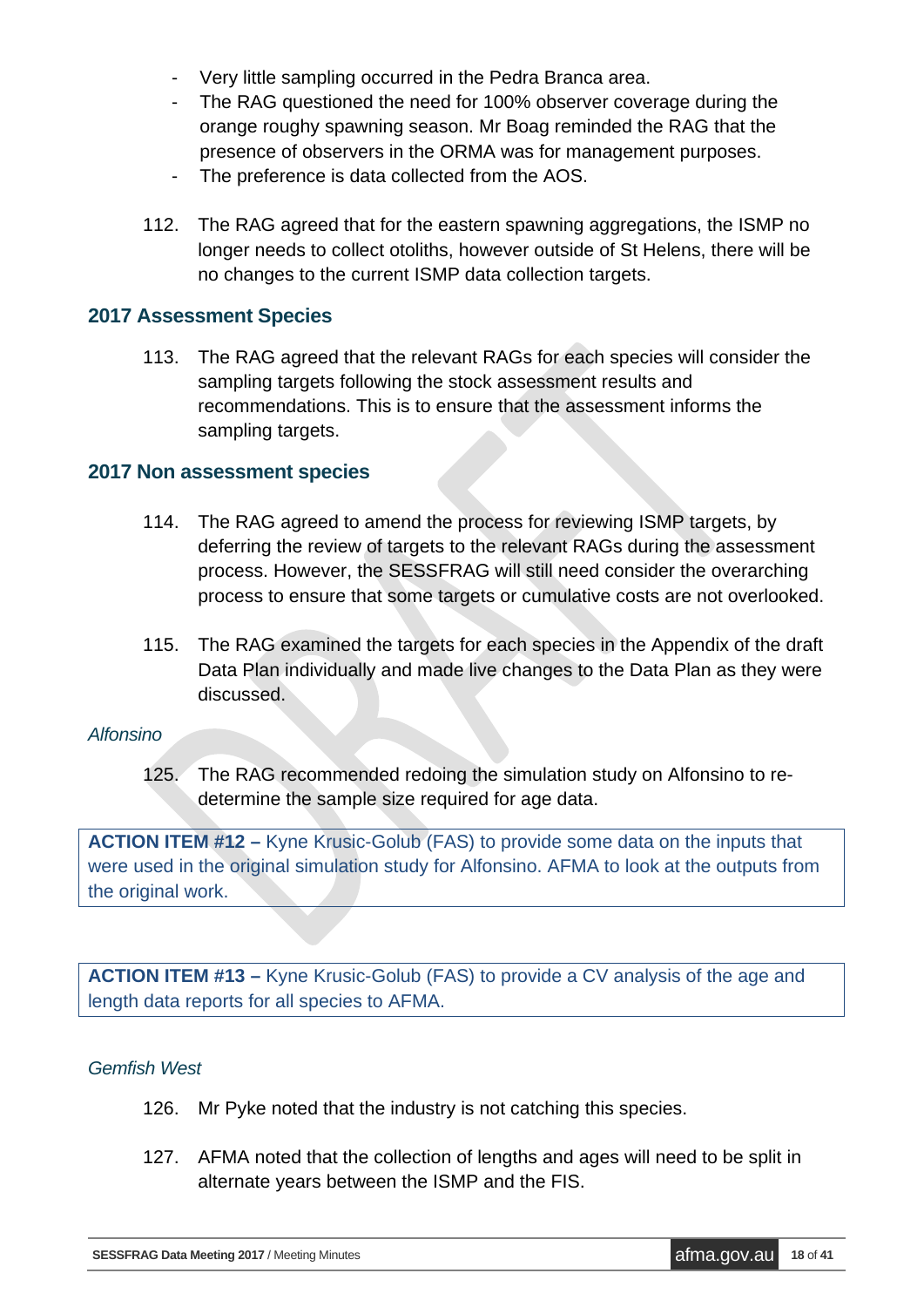- Very little sampling occurred in the Pedra Branca area.
- The RAG questioned the need for 100% observer coverage during the orange roughy spawning season. Mr Boag reminded the RAG that the presence of observers in the ORMA was for management purposes.
- The preference is data collected from the AOS.

112. The RAG agreed that for the eastern spawning aggregations, the ISMP no longer needs to collect otoliths, however outside of St Helens, there will be no changes to the current ISMP data collection targets.

## 2017 Assessment Species

113. The RAG agreed that the relevant RAGs for each species will consider the sampling targets following the stock assessment results and recommendations. This is to ensure that the assessment informs the sampling targets.

## 2017 Non assessment species

114. The RAG agreed to amend the process for reviewing ISMP targets, by deferring the review of targets to the relevant RAGs during the assessment process. However, the SESSFRAG will still need consider the overarching process to ensure that some targets or cumulative costs are not overlooked.

115. The RAG examined the targets for each species in the Appendix of the draft Data Plan individually and made live changes to the Data Plan as they were discussed.

*Alfonsino*

125. The RAG recommended redoing the simulation study on Alfonsino to re-determine the sample size required for age data.

**ACTION ITEM #12 –** Kyne Krusic-Golub (FAS) to provide some data on the inputs that were used in the original simulation study for Alfonsino. AFMA to look at the outputs from the original work.

**ACTION ITEM #13 –** Kyne Krusic-Golub (FAS) to provide a CV analysis of the age and length data reports for all species to AFMA.

*Gemfish West*

126. Mr Pyke noted that the industry is not catching this species.

127. AFMA noted that the collection of lengths and ages will need to be split in alternate years between the ISMP and the FIS.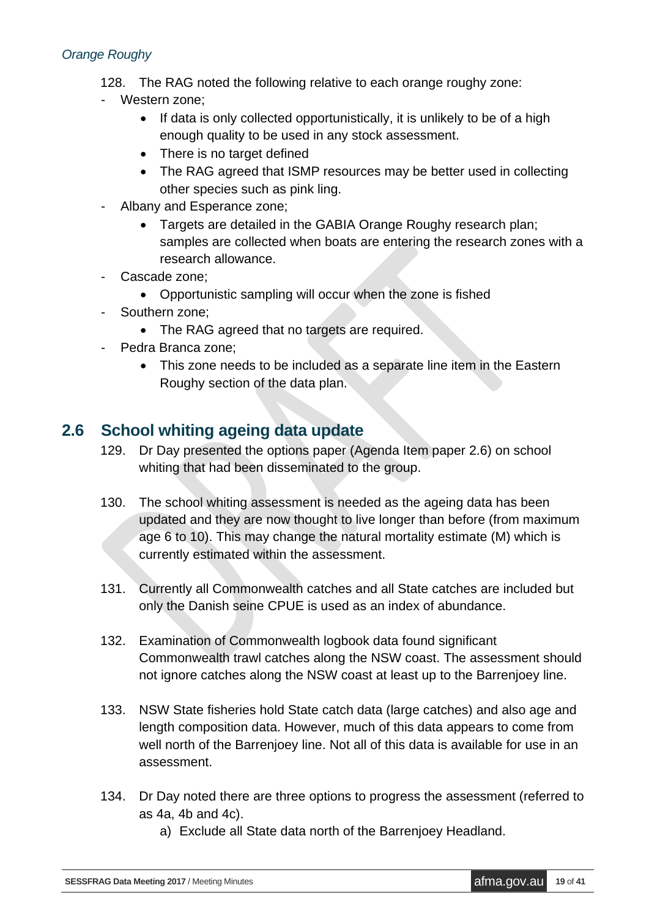*Orange Roughy*

128. The RAG noted the following relative to each orange roughy zone:

- Western zone;
    - If data is only collected opportunistically, it is unlikely to be of a high enough quality to be used in any stock assessment.
    - There is no target defined
    - The RAG agreed that ISMP resources may be better used in collecting other species such as pink ling.
- Albany and Esperance zone;
    - Targets are detailed in the GABIA Orange Roughy research plan; samples are collected when boats are entering the research zones with a research allowance.
- Cascade zone;
    - Opportunistic sampling will occur when the zone is fished
- Southern zone;
    - The RAG agreed that no targets are required.
- Pedra Branca zone;
    - This zone needs to be included as a separate line item in the Eastern Roughy section of the data plan.

## 2.6 School whiting ageing data update

129. Dr Day presented the options paper (Agenda Item paper 2.6) on school whiting that had been disseminated to the group.

130. The school whiting assessment is needed as the ageing data has been updated and they are now thought to live longer than before (from maximum age 6 to 10). This may change the natural mortality estimate (M) which is currently estimated within the assessment.

131. Currently all Commonwealth catches and all State catches are included but only the Danish seine CPUE is used as an index of abundance.

132. Examination of Commonwealth logbook data found significant Commonwealth trawl catches along the NSW coast. The assessment should not ignore catches along the NSW coast at least up to the Barrenjoey line.

133. NSW State fisheries hold State catch data (large catches) and also age and length composition data. However, much of this data appears to come from well north of the Barrenjoey line. Not all of this data is available for use in an assessment.

134. Dr Day noted there are three options to progress the assessment (referred to as 4a, 4b and 4c).

    a) Exclude all State data north of the Barrenjoey Headland.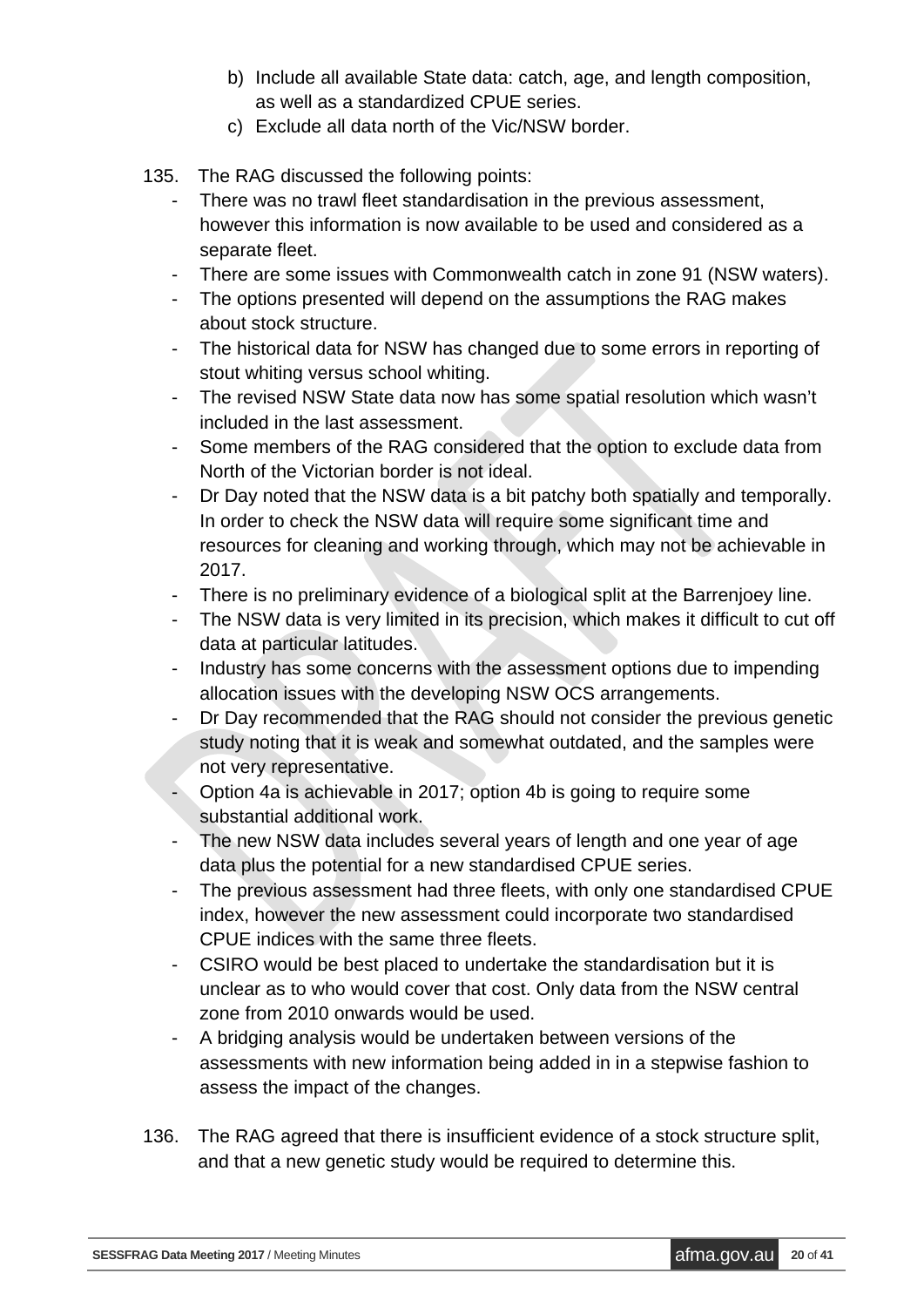b) Include all available State data: catch, age, and length composition, as well as a standardized CPUE series.
c) Exclude all data north of the Vic/NSW border.

135. The RAG discussed the following points:

- There was no trawl fleet standardisation in the previous assessment, however this information is now available to be used and considered as a separate fleet.
- There are some issues with Commonwealth catch in zone 91 (NSW waters).
- The options presented will depend on the assumptions the RAG makes about stock structure.
- The historical data for NSW has changed due to some errors in reporting of stout whiting versus school whiting.
- The revised NSW State data now has some spatial resolution which wasn't included in the last assessment.
- Some members of the RAG considered that the option to exclude data from North of the Victorian border is not ideal.
- Dr Day noted that the NSW data is a bit patchy both spatially and temporally. In order to check the NSW data will require some significant time and resources for cleaning and working through, which may not be achievable in 2017.
- There is no preliminary evidence of a biological split at the Barrenjoey line.
- The NSW data is very limited in its precision, which makes it difficult to cut off data at particular latitudes.
- Industry has some concerns with the assessment options due to impending allocation issues with the developing NSW OCS arrangements.
- Dr Day recommended that the RAG should not consider the previous genetic study noting that it is weak and somewhat outdated, and the samples were not very representative.
- Option 4a is achievable in 2017; option 4b is going to require some substantial additional work.
- The new NSW data includes several years of length and one year of age data plus the potential for a new standardised CPUE series.
- The previous assessment had three fleets, with only one standardised CPUE index, however the new assessment could incorporate two standardised CPUE indices with the same three fleets.
- CSIRO would be best placed to undertake the standardisation but it is unclear as to who would cover that cost. Only data from the NSW central zone from 2010 onwards would be used.
- A bridging analysis would be undertaken between versions of the assessments with new information being added in in a stepwise fashion to assess the impact of the changes.

136. The RAG agreed that there is insufficient evidence of a stock structure split, and that a new genetic study would be required to determine this.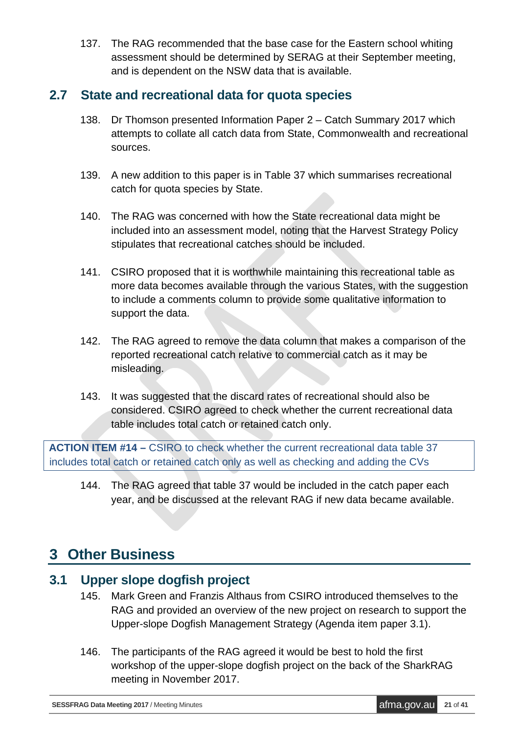137. The RAG recommended that the base case for the Eastern school whiting assessment should be determined by SERAG at their September meeting, and is dependent on the NSW data that is available.

## 2.7 State and recreational data for quota species

138. Dr Thomson presented Information Paper 2 – Catch Summary 2017 which attempts to collate all catch data from State, Commonwealth and recreational sources.

139. A new addition to this paper is in Table 37 which summarises recreational catch for quota species by State.

140. The RAG was concerned with how the State recreational data might be included into an assessment model, noting that the Harvest Strategy Policy stipulates that recreational catches should be included.

141. CSIRO proposed that it is worthwhile maintaining this recreational table as more data becomes available through the various States, with the suggestion to include a comments column to provide some qualitative information to support the data.

142. The RAG agreed to remove the data column that makes a comparison of the reported recreational catch relative to commercial catch as it may be misleading.

143. It was suggested that the discard rates of recreational should also be considered. CSIRO agreed to check whether the current recreational data table includes total catch or retained catch only.

**ACTION ITEM #14 –** CSIRO to check whether the current recreational data table 37 includes total catch or retained catch only as well as checking and adding the CVs

144. The RAG agreed that table 37 would be included in the catch paper each year, and be discussed at the relevant RAG if new data became available.

# 3 Other Business

## 3.1 Upper slope dogfish project

145. Mark Green and Franzis Althaus from CSIRO introduced themselves to the RAG and provided an overview of the new project on research to support the Upper-slope Dogfish Management Strategy (Agenda item paper 3.1).

146. The participants of the RAG agreed it would be best to hold the first workshop of the upper-slope dogfish project on the back of the SharkRAG meeting in November 2017.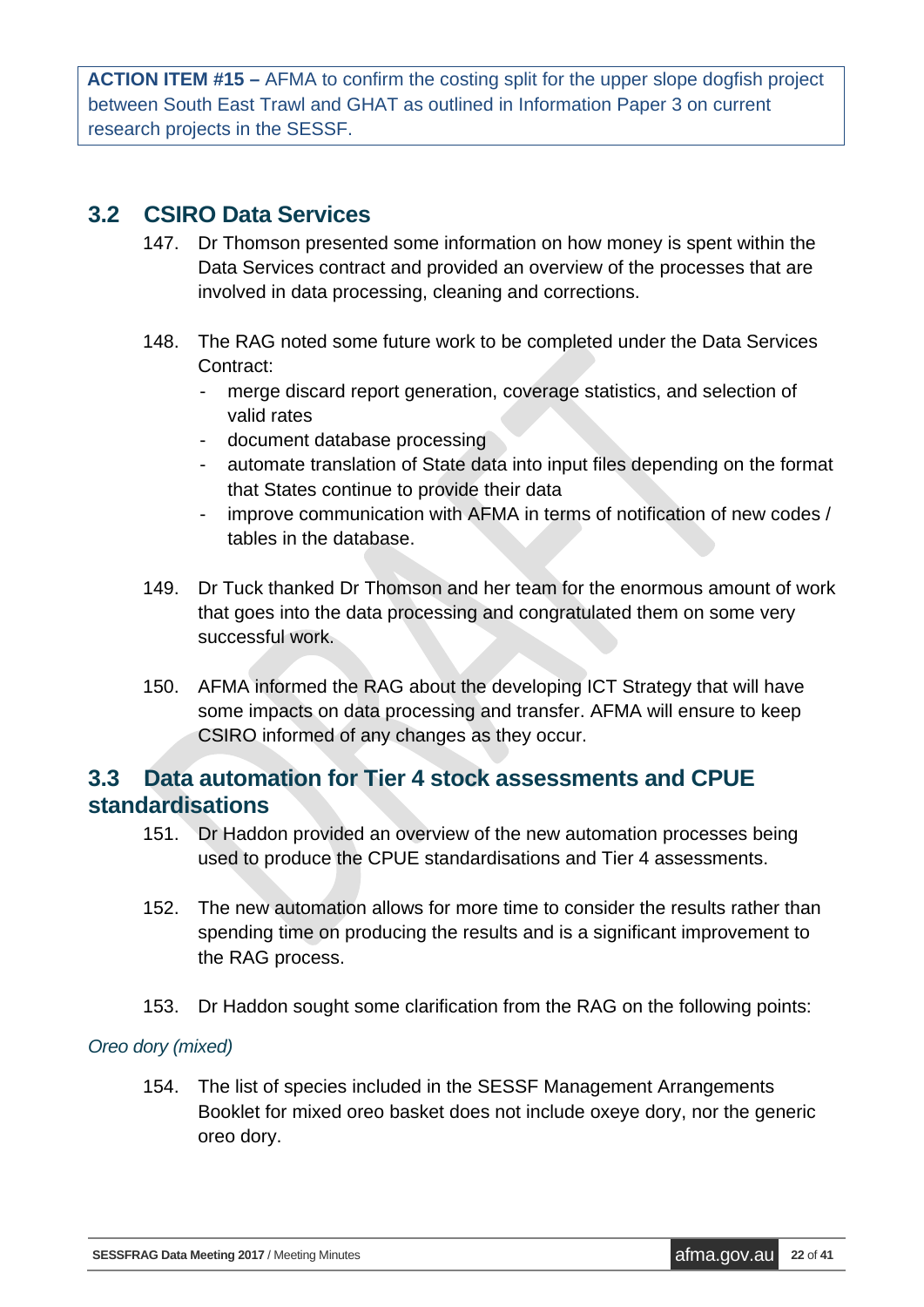**ACTION ITEM #15 –** AFMA to confirm the costing split for the upper slope dogfish project between South East Trawl and GHAT as outlined in Information Paper 3 on current research projects in the SESSF.

## 3.2 CSIRO Data Services

147. Dr Thomson presented some information on how money is spent within the Data Services contract and provided an overview of the processes that are involved in data processing, cleaning and corrections.

148. The RAG noted some future work to be completed under the Data Services Contract:
    - merge discard report generation, coverage statistics, and selection of valid rates
    - document database processing
    - automate translation of State data into input files depending on the format that States continue to provide their data
    - improve communication with AFMA in terms of notification of new codes / tables in the database.

149. Dr Tuck thanked Dr Thomson and her team for the enormous amount of work that goes into the data processing and congratulated them on some very successful work.

150. AFMA informed the RAG about the developing ICT Strategy that will have some impacts on data processing and transfer. AFMA will ensure to keep CSIRO informed of any changes as they occur.

## 3.3 Data automation for Tier 4 stock assessments and CPUE standardisations

151. Dr Haddon provided an overview of the new automation processes being used to produce the CPUE standardisations and Tier 4 assessments.

152. The new automation allows for more time to consider the results rather than spending time on producing the results and is a significant improvement to the RAG process.

153. Dr Haddon sought some clarification from the RAG on the following points:

*Oreo dory (mixed)*

154. The list of species included in the SESSF Management Arrangements Booklet for mixed oreo basket does not include oxeye dory, nor the generic oreo dory.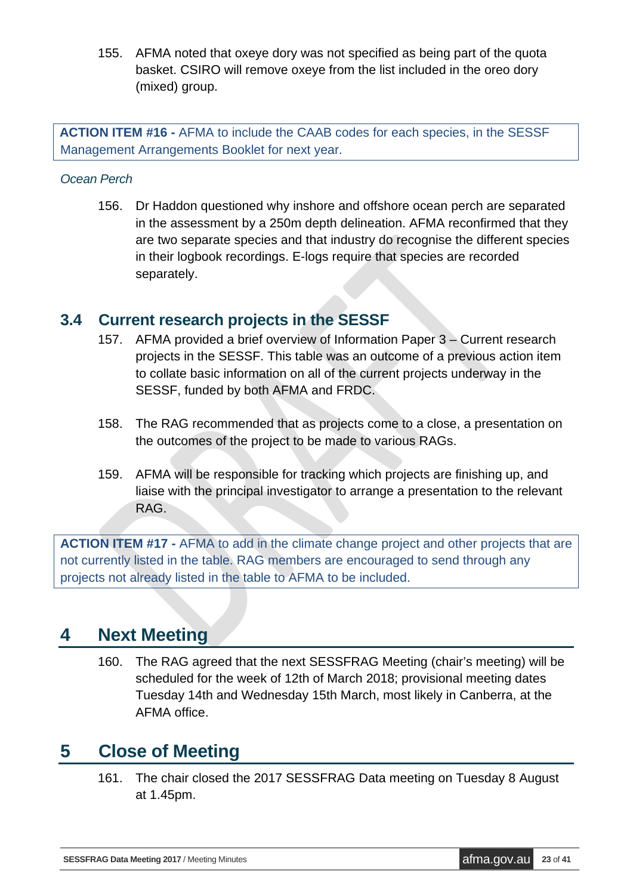155. AFMA noted that oxeye dory was not specified as being part of the quota basket. CSIRO will remove oxeye from the list included in the oreo dory (mixed) group.

> **ACTION ITEM #16 -** AFMA to include the CAAB codes for each species, in the SESSF Management Arrangements Booklet for next year.

*Ocean Perch*

156. Dr Haddon questioned why inshore and offshore ocean perch are separated in the assessment by a 250m depth delineation. AFMA reconfirmed that they are two separate species and that industry do recognise the different species in their logbook recordings. E-logs require that species are recorded separately.

## 3.4 Current research projects in the SESSF

157. AFMA provided a brief overview of Information Paper 3 – Current research projects in the SESSF. This table was an outcome of a previous action item to collate basic information on all of the current projects underway in the SESSF, funded by both AFMA and FRDC.

158. The RAG recommended that as projects come to a close, a presentation on the outcomes of the project to be made to various RAGs.

159. AFMA will be responsible for tracking which projects are finishing up, and liaise with the principal investigator to arrange a presentation to the relevant RAG.

> **ACTION ITEM #17 -** AFMA to add in the climate change project and other projects that are not currently listed in the table. RAG members are encouraged to send through any projects not already listed in the table to AFMA to be included.

# 4 Next Meeting

160. The RAG agreed that the next SESSFRAG Meeting (chair's meeting) will be scheduled for the week of 12th of March 2018; provisional meeting dates Tuesday 14th and Wednesday 15th March, most likely in Canberra, at the AFMA office.

# 5 Close of Meeting

161. The chair closed the 2017 SESSFRAG Data meeting on Tuesday 8 August at 1.45pm.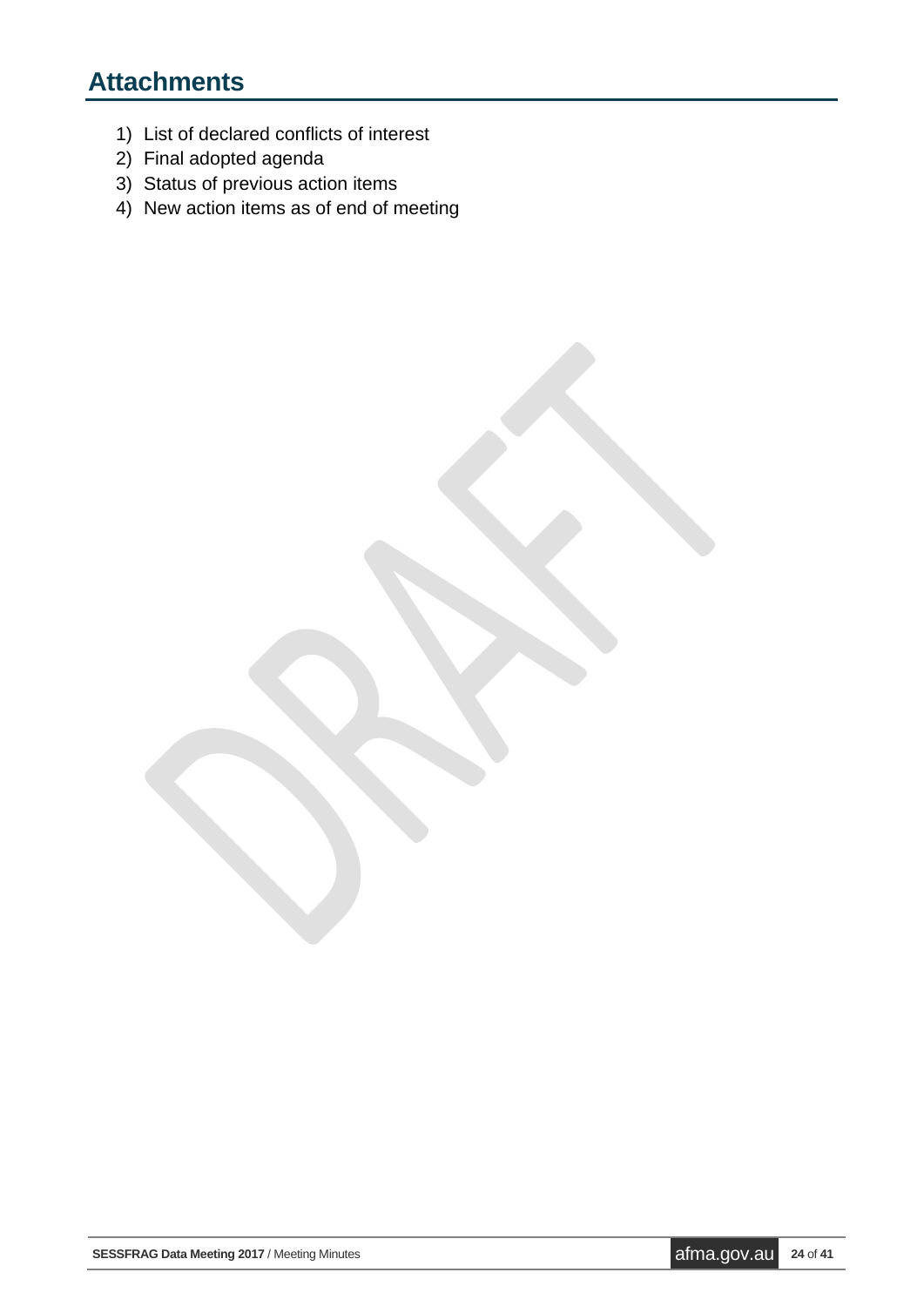# Attachments

1) List of declared conflicts of interest
2) Final adopted agenda
3) Status of previous action items
4) New action items as of end of meeting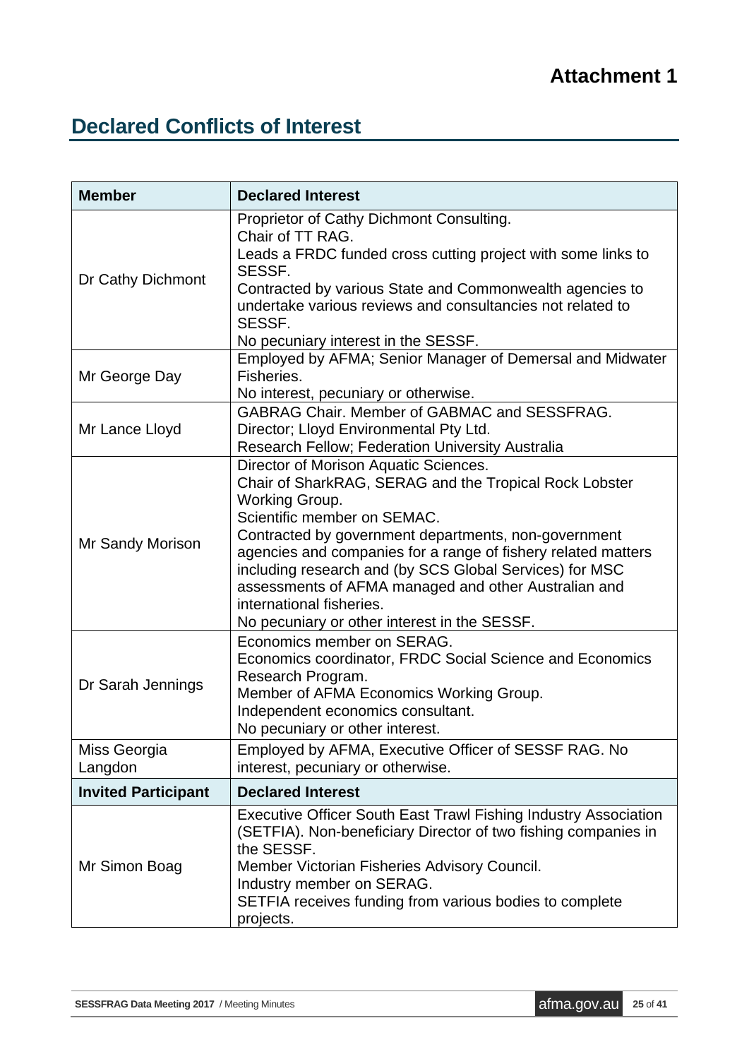# Attachment 1

## Declared Conflicts of Interest

| Member | Declared Interest |
|---|---|
| Dr Cathy Dichmont | Proprietor of Cathy Dichmont Consulting.<br>Chair of TT RAG.<br>Leads a FRDC funded cross cutting project with some links to SESSF.<br>Contracted by various State and Commonwealth agencies to undertake various reviews and consultancies not related to SESSF.<br>No pecuniary interest in the SESSF. |
| Mr George Day | Employed by AFMA; Senior Manager of Demersal and Midwater Fisheries.<br>No interest, pecuniary or otherwise. |
| Mr Lance Lloyd | GABRAG Chair. Member of GABMAC and SESSFRAG.<br>Director; Lloyd Environmental Pty Ltd.<br>Research Fellow; Federation University Australia |
| Mr Sandy Morison | Director of Morison Aquatic Sciences.<br>Chair of SharkRAG, SERAG and the Tropical Rock Lobster Working Group.<br>Scientific member on SEMAC.<br>Contracted by government departments, non-government agencies and companies for a range of fishery related matters including research and (by SCS Global Services) for MSC assessments of AFMA managed and other Australian and international fisheries.<br>No pecuniary or other interest in the SESSF. |
| Dr Sarah Jennings | Economics member on SERAG.<br>Economics coordinator, FRDC Social Science and Economics Research Program.<br>Member of AFMA Economics Working Group.<br>Independent economics consultant.<br>No pecuniary or other interest. |
| Miss Georgia Langdon | Employed by AFMA, Executive Officer of SESSF RAG. No interest, pecuniary or otherwise. |
| **Invited Participant** | **Declared Interest** |
| Mr Simon Boag | Executive Officer South East Trawl Fishing Industry Association (SETFIA). Non-beneficiary Director of two fishing companies in the SESSF.<br>Member Victorian Fisheries Advisory Council.<br>Industry member on SERAG.<br>SETFIA receives funding from various bodies to complete projects. |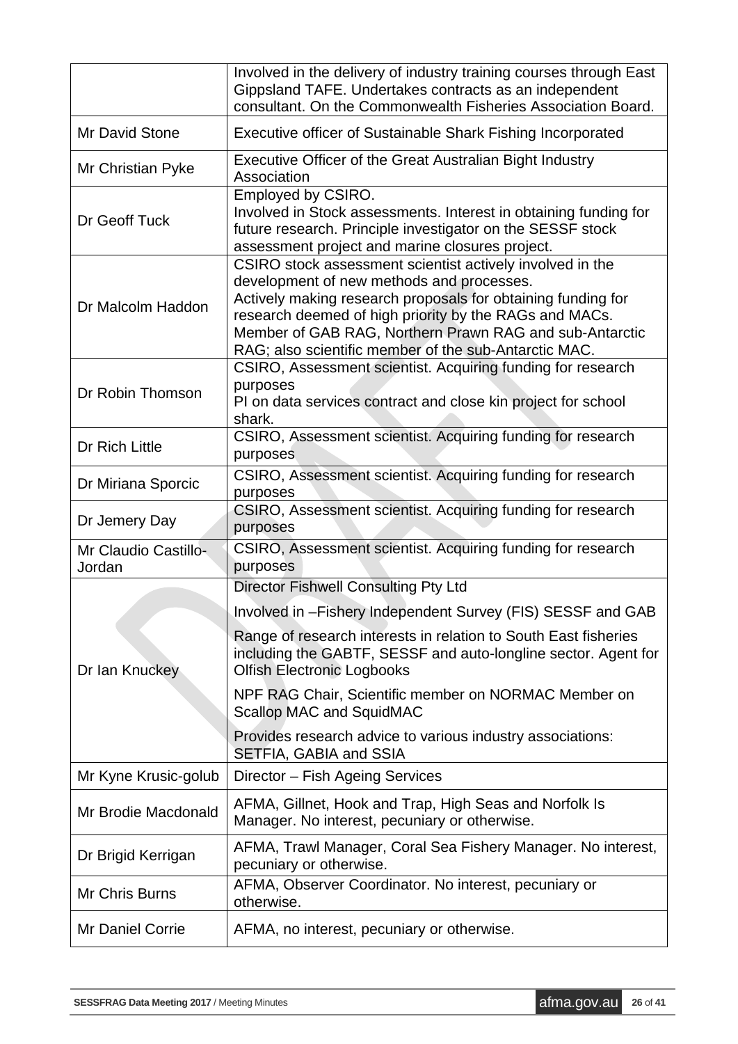| | |
|---|---|
| | Involved in the delivery of industry training courses through East Gippsland TAFE. Undertakes contracts as an independent consultant. On the Commonwealth Fisheries Association Board. |
| Mr David Stone | Executive officer of Sustainable Shark Fishing Incorporated |
| Mr Christian Pyke | Executive Officer of the Great Australian Bight Industry Association |
| Dr Geoff Tuck | Employed by CSIRO.<br>Involved in Stock assessments. Interest in obtaining funding for future research. Principle investigator on the SESSF stock assessment project and marine closures project. |
| Dr Malcolm Haddon | CSIRO stock assessment scientist actively involved in the development of new methods and processes.<br>Actively making research proposals for obtaining funding for research deemed of high priority by the RAGs and MACs.<br>Member of GAB RAG, Northern Prawn RAG and sub-Antarctic RAG; also scientific member of the sub-Antarctic MAC. |
| Dr Robin Thomson | CSIRO, Assessment scientist. Acquiring funding for research purposes<br>PI on data services contract and close kin project for school shark. |
| Dr Rich Little | CSIRO, Assessment scientist. Acquiring funding for research purposes |
| Dr Miriana Sporcic | CSIRO, Assessment scientist. Acquiring funding for research purposes |
| Dr Jemery Day | CSIRO, Assessment scientist. Acquiring funding for research purposes |
| Mr Claudio Castillo-Jordan | CSIRO, Assessment scientist. Acquiring funding for research purposes |
| Dr Ian Knuckey | Director Fishwell Consulting Pty Ltd<br>Involved in –Fishery Independent Survey (FIS) SESSF and GAB<br>Range of research interests in relation to South East fisheries including the GABTF, SESSF and auto-longline sector. Agent for Olfish Electronic Logbooks<br>NPF RAG Chair, Scientific member on NORMAC Member on Scallop MAC and SquidMAC<br>Provides research advice to various industry associations: SETFIA, GABIA and SSIA |
| Mr Kyne Krusic-golub | Director – Fish Ageing Services |
| Mr Brodie Macdonald | AFMA, Gillnet, Hook and Trap, High Seas and Norfolk Is Manager. No interest, pecuniary or otherwise. |
| Dr Brigid Kerrigan | AFMA, Trawl Manager, Coral Sea Fishery Manager. No interest, pecuniary or otherwise. |
| Mr Chris Burns | AFMA, Observer Coordinator. No interest, pecuniary or otherwise. |
| Mr Daniel Corrie | AFMA, no interest, pecuniary or otherwise. |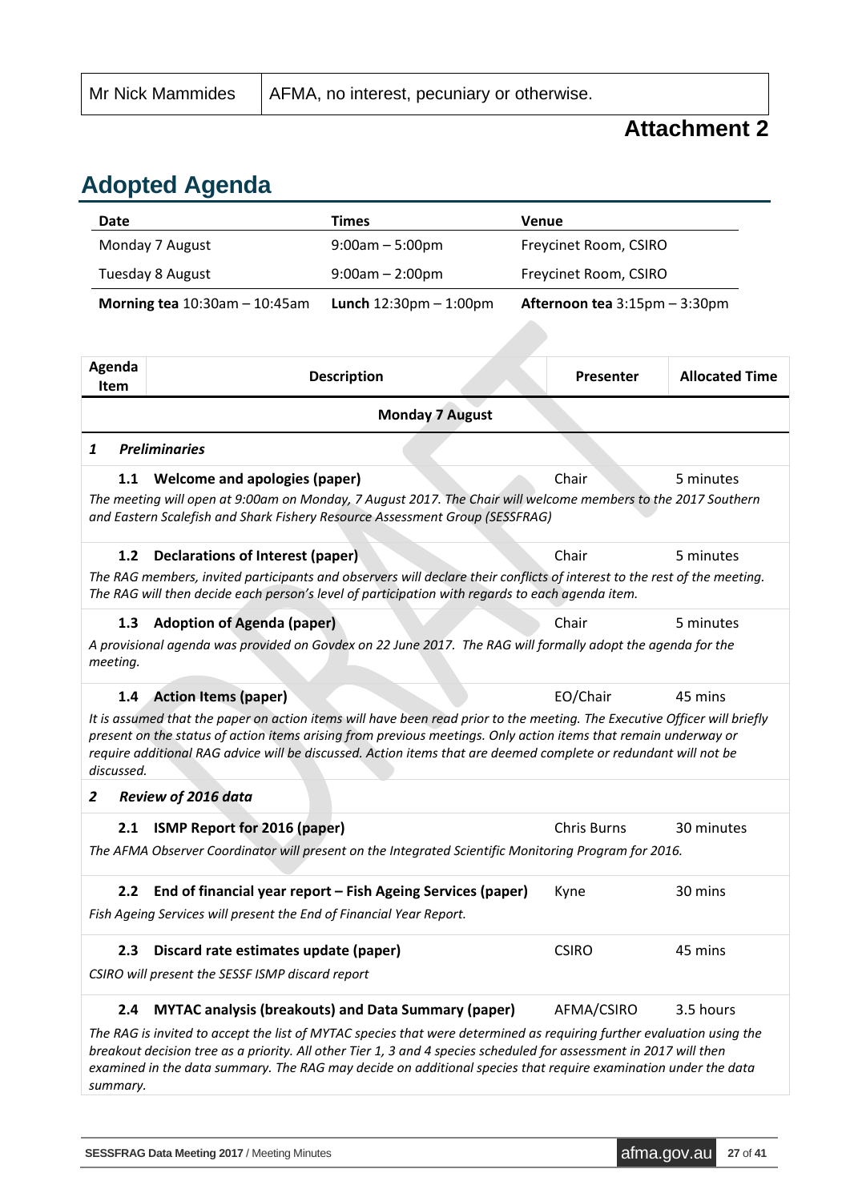| Mr Nick Mammides | AFMA, no interest, pecuniary or otherwise. |
|---|---|

**Attachment 2**

## Adopted Agenda

| Date | Times | Venue |
|---|---|---|
| Monday 7 August | 9:00am – 5:00pm | Freycinet Room, CSIRO |
| Tuesday 8 August | 9:00am – 2:00pm | Freycinet Room, CSIRO |
| **Morning tea** 10:30am – 10:45am | **Lunch** 12:30pm – 1:00pm | **Afternoon tea** 3:15pm – 3:30pm |

| Agenda Item | Description | Presenter | Allocated Time |
|---|---|---|---|
| | **Monday 7 August** | | |
| ***1*** | ***Preliminaries*** | | |
| **1.1** | **Welcome and apologies (paper)**<br>*The meeting will open at 9:00am on Monday, 7 August 2017. The Chair will welcome members to the 2017 Southern and Eastern Scalefish and Shark Fishery Resource Assessment Group (SESSFRAG)* | Chair | 5 minutes |
| **1.2** | **Declarations of Interest (paper)**<br>*The RAG members, invited participants and observers will declare their conflicts of interest to the rest of the meeting. The RAG will then decide each person's level of participation with regards to each agenda item.* | Chair | 5 minutes |
| **1.3** | **Adoption of Agenda (paper)**<br>*A provisional agenda was provided on Govdex on 22 June 2017. The RAG will formally adopt the agenda for the meeting.* | Chair | 5 minutes |
| **1.4** | **Action Items (paper)**<br>*It is assumed that the paper on action items will have been read prior to the meeting. The Executive Officer will briefly present on the status of action items arising from previous meetings. Only action items that remain underway or require additional RAG advice will be discussed. Action items that are deemed complete or redundant will not be discussed.* | EO/Chair | 45 mins |
| ***2*** | ***Review of 2016 data*** | | |
| **2.1** | **ISMP Report for 2016 (paper)**<br>*The AFMA Observer Coordinator will present on the Integrated Scientific Monitoring Program for 2016.* | Chris Burns | 30 minutes |
| **2.2** | **End of financial year report – Fish Ageing Services (paper)**<br>*Fish Ageing Services will present the End of Financial Year Report.* | Kyne | 30 mins |
| **2.3** | **Discard rate estimates update (paper)**<br>*CSIRO will present the SESSF ISMP discard report* | CSIRO | 45 mins |
| **2.4** | **MYTAC analysis (breakouts) and Data Summary (paper)**<br>*The RAG is invited to accept the list of MYTAC species that were determined as requiring further evaluation using the breakout decision tree as a priority. All other Tier 1, 3 and 4 species scheduled for assessment in 2017 will then examined in the data summary. The RAG may decide on additional species that require examination under the data summary.* | AFMA/CSIRO | 3.5 hours |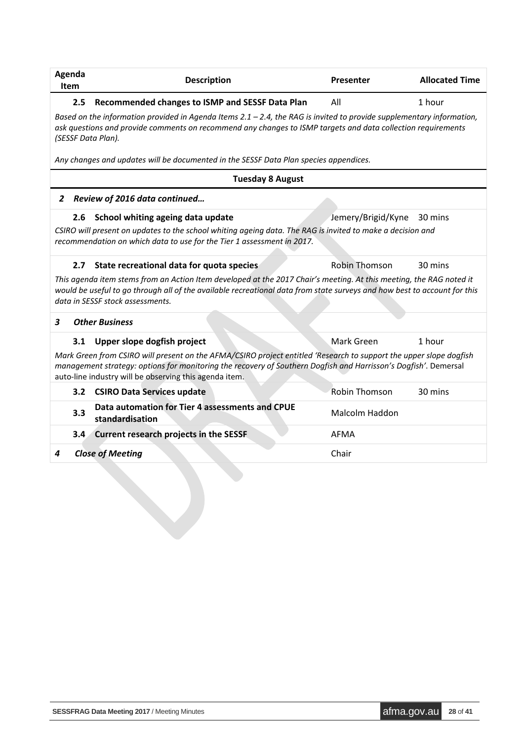| Agenda Item | Description | Presenter | Allocated Time |
|---|---|---|---|
| **2.5** | **Recommended changes to ISMP and SESSF Data Plan** | All | 1 hour |
| | *Based on the information provided in Agenda Items 2.1 – 2.4, the RAG is invited to provide supplementary information, ask questions and provide comments on recommend any changes to ISMP targets and data collection requirements (SESSF Data Plan).* <br><br> *Any changes and updates will be documented in the SESSF Data Plan species appendices.* | | |
| | **Tuesday 8 August** | | |
| ***2*** | ***Review of 2016 data continued…*** | | |
| **2.6** | **School whiting ageing data update** | Jemery/Brigid/Kyne | 30 mins |
| | *CSIRO will present on updates to the school whiting ageing data. The RAG is invited to make a decision and recommendation on which data to use for the Tier 1 assessment in 2017.* | | |
| **2.7** | **State recreational data for quota species** | Robin Thomson | 30 mins |
| | *This agenda item stems from an Action Item developed at the 2017 Chair's meeting. At this meeting, the RAG noted it would be useful to go through all of the available recreational data from state surveys and how best to account for this data in SESSF stock assessments.* | | |
| ***3*** | ***Other Business*** | | |
| **3.1** | **Upper slope dogfish project** | Mark Green | 1 hour |
| | *Mark Green from CSIRO will present on the AFMA/CSIRO project entitled 'Research to support the upper slope dogfish management strategy: options for monitoring the recovery of Southern Dogfish and Harrisson's Dogfish'*. Demersal auto-line industry will be observing this agenda item. | | |
| **3.2** | **CSIRO Data Services update** | Robin Thomson | 30 mins |
| **3.3** | **Data automation for Tier 4 assessments and CPUE standardisation** | Malcolm Haddon | |
| **3.4** | **Current research projects in the SESSF** | AFMA | |
| ***4*** | ***Close of Meeting*** | Chair | |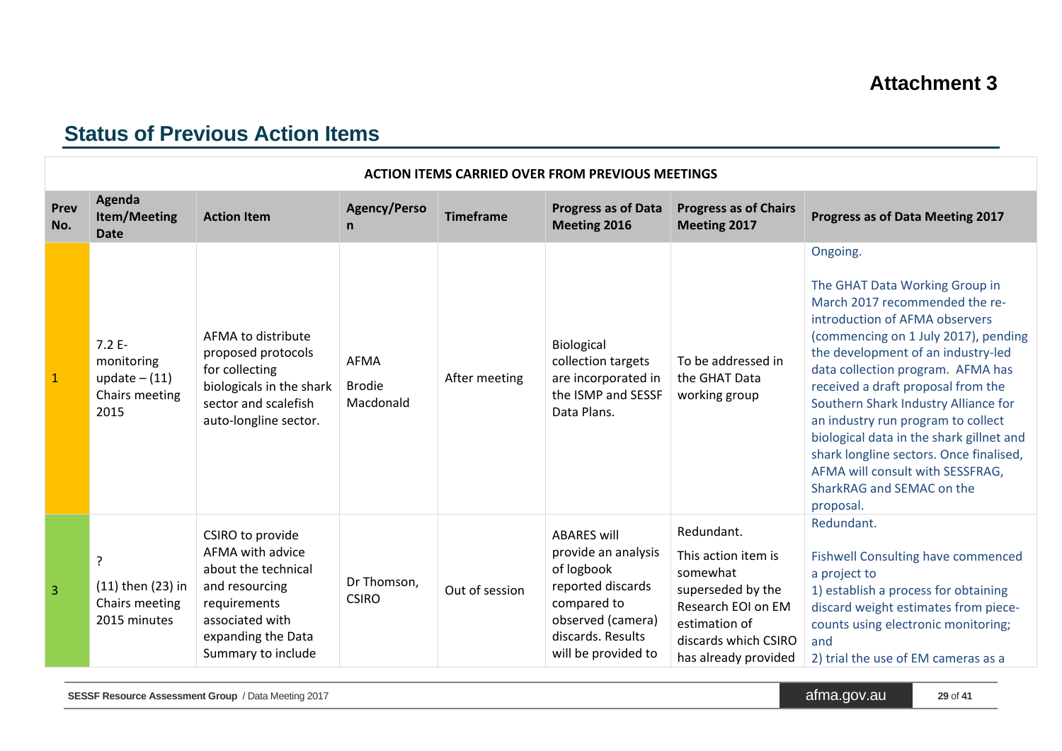## Attachment 3

# Status of Previous Action Items

| ACTION ITEMS CARRIED OVER FROM PREVIOUS MEETINGS | | | | | | | |
|---|---|---|---|---|---|---|---|
| **Prev No.** | **Agenda Item/Meeting Date** | **Action Item** | **Agency/Person** | **Timeframe** | **Progress as of Data Meeting 2016** | **Progress as of Chairs Meeting 2017** | **Progress as of Data Meeting 2017** |
| 1 | 7.2 E-monitoring update – (11) Chairs meeting 2015 | AFMA to distribute proposed protocols for collecting biologicals in the shark sector and scalefish auto-longline sector. | AFMA<br><br>Brodie Macdonald | After meeting | Biological collection targets are incorporated in the ISMP and SESSF Data Plans. | To be addressed in the GHAT Data working group | Ongoing.<br><br>The GHAT Data Working Group in March 2017 recommended the re-introduction of AFMA observers (commencing on 1 July 2017), pending the development of an industry-led data collection program. AFMA has received a draft proposal from the Southern Shark Industry Alliance for an industry run program to collect biological data in the shark gillnet and shark longline sectors. Once finalised, AFMA will consult with SESSFRAG, SharkRAG and SEMAC on the proposal. |
| 3 | ?<br><br>(11) then (23) in Chairs meeting 2015 minutes | CSIRO to provide AFMA with advice about the technical and resourcing requirements associated with expanding the Data Summary to include | Dr Thomson, CSIRO | Out of session | ABARES will provide an analysis of logbook reported discards compared to observed (camera) discards. Results will be provided to | Redundant.<br><br>This action item is somewhat superseded by the Research EOI on EM estimation of discards which CSIRO has already provided | Redundant.<br><br>Fishwell Consulting have commenced a project to<br>1) establish a process for obtaining discard weight estimates from piece-counts using electronic monitoring; and<br>2) trial the use of EM cameras as a |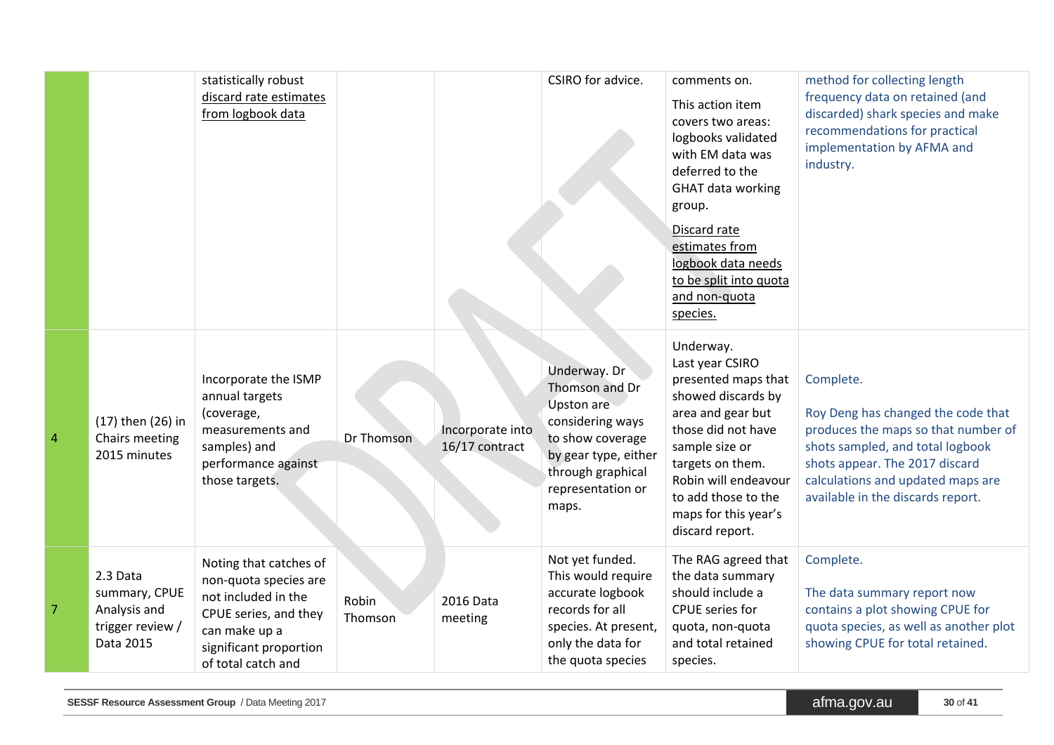| | | | | | | | |
|---|---|---|---|---|---|---|---|
| | | statistically robust <u>discard rate estimates from logbook data</u> | | | CSIRO for advice. | comments on. This action item covers two areas: logbooks validated with EM data was deferred to the GHAT data working group. <u>Discard rate estimates from logbook data needs to be split into quota and non-quota species.</u> | method for collecting length frequency data on retained (and discarded) shark species and make recommendations for practical implementation by AFMA and industry. |
| 4 | (17) then (26) in Chairs meeting 2015 minutes | Incorporate the ISMP annual targets (coverage, measurements and samples) and performance against those targets. | Dr Thomson | Incorporate into 16/17 contract | Underway. Dr Thomson and Dr Upston are considering ways to show coverage by gear type, either through graphical representation or maps. | Underway. Last year CSIRO presented maps that showed discards by area and gear but those did not have sample size or targets on them. Robin will endeavour to add those to the maps for this year's discard report. | Complete. Roy Deng has changed the code that produces the maps so that number of shots sampled, and total logbook shots appear. The 2017 discard calculations and updated maps are available in the discards report. |
| 7 | 2.3 Data summary, CPUE Analysis and trigger review / Data 2015 | Noting that catches of non-quota species are not included in the CPUE series, and they can make up a significant proportion of total catch and | Robin Thomson | 2016 Data meeting | Not yet funded. This would require accurate logbook records for all species. At present, only the data for the quota species | The RAG agreed that the data summary should include a CPUE series for quota, non-quota and total retained species. | Complete. The data summary report now contains a plot showing CPUE for quota species, as well as another plot showing CPUE for total retained. |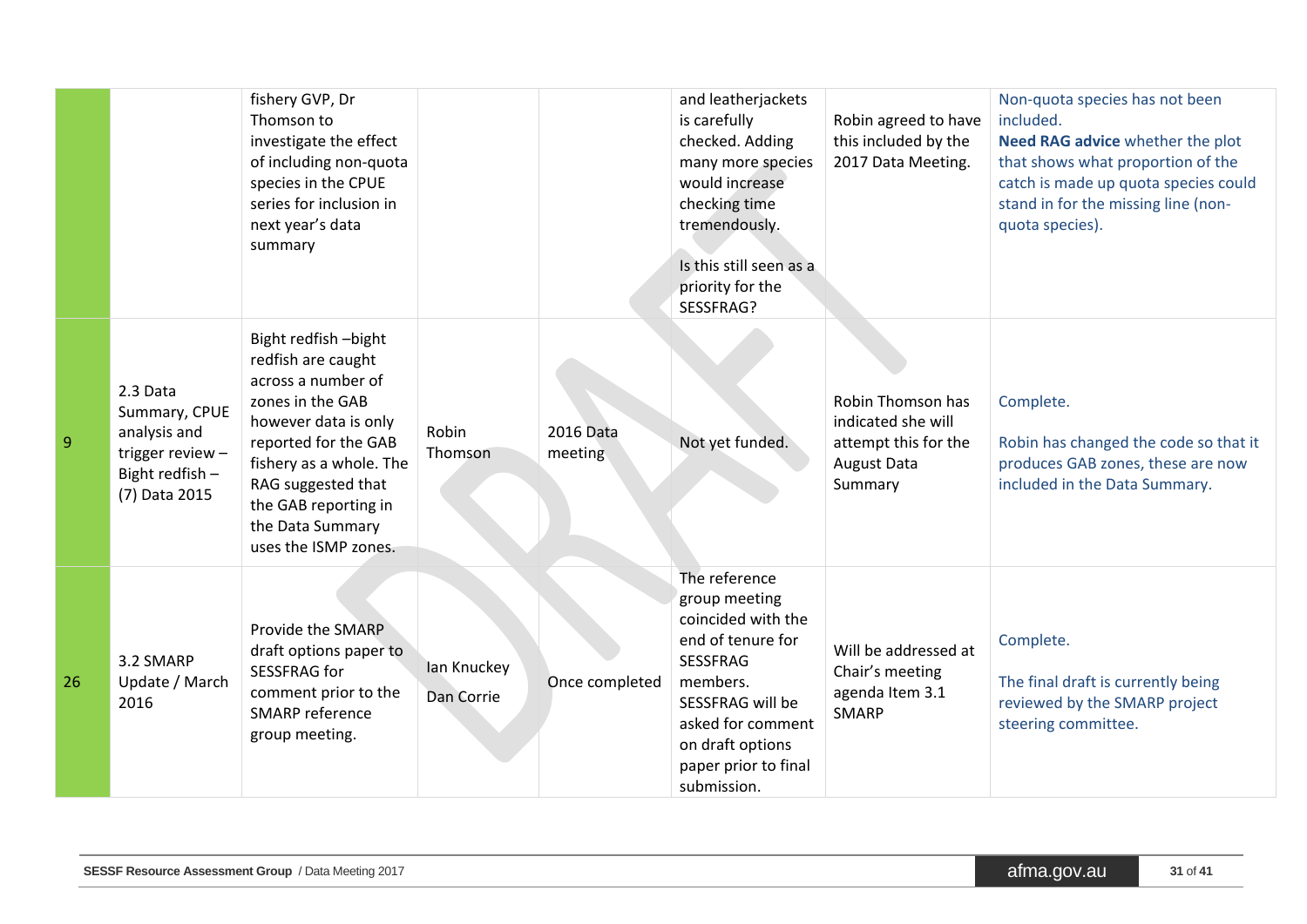| | | | | | | | |
|---|---|---|---|---|---|---|---|
| | | fishery GVP, Dr Thomson to investigate the effect of including non-quota species in the CPUE series for inclusion in next year's data summary | | | and leatherjackets is carefully checked. Adding many more species would increase checking time tremendously.<br><br>Is this still seen as a priority for the SESSFRAG? | Robin agreed to have this included by the 2017 Data Meeting. | Non-quota species has not been included.<br>**Need RAG advice** whether the plot that shows what proportion of the catch is made up quota species could stand in for the missing line (non-quota species). |
| 9 | 2.3 Data Summary, CPUE analysis and trigger review – Bight redfish – (7) Data 2015 | Bight redfish –bight redfish are caught across a number of zones in the GAB however data is only reported for the GAB fishery as a whole. The RAG suggested that the GAB reporting in the Data Summary uses the ISMP zones. | Robin Thomson | 2016 Data meeting | Not yet funded. | Robin Thomson has indicated she will attempt this for the August Data Summary | Complete.<br><br>Robin has changed the code so that it produces GAB zones, these are now included in the Data Summary. |
| 26 | 3.2 SMARP Update / March 2016 | Provide the SMARP draft options paper to SESSFRAG for comment prior to the SMARP reference group meeting. | Ian Knuckey<br><br>Dan Corrie | Once completed | The reference group meeting coincided with the end of tenure for SESSFRAG members. SESSFRAG will be asked for comment on draft options paper prior to final submission. | Will be addressed at Chair's meeting agenda Item 3.1 SMARP | Complete.<br><br>The final draft is currently being reviewed by the SMARP project steering committee. |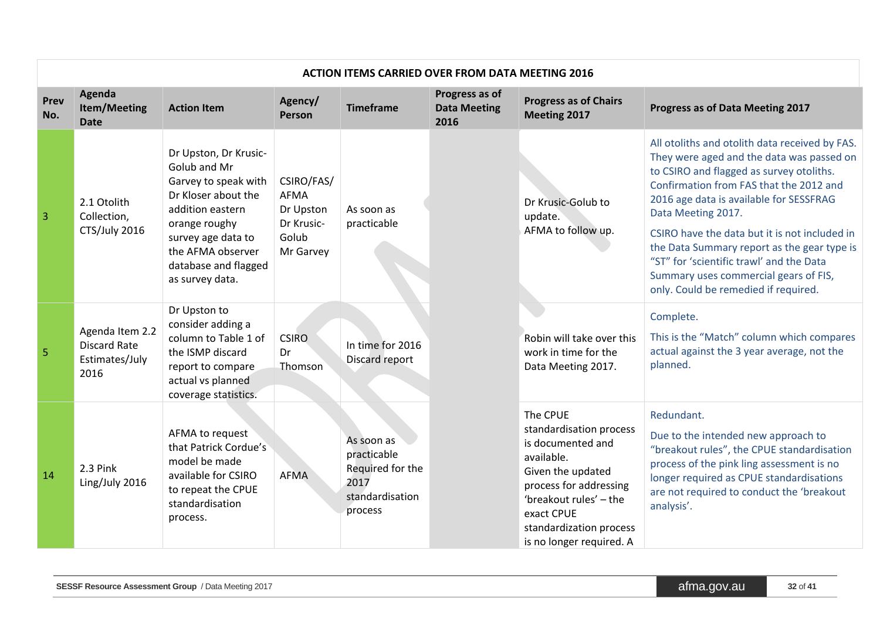| ACTION ITEMS CARRIED OVER FROM DATA MEETING 2016 | | | | | | | |
|---|---|---|---|---|---|---|---|
| **Prev No.** | **Agenda Item/Meeting Date** | **Action Item** | **Agency/ Person** | **Timeframe** | **Progress as of Data Meeting 2016** | **Progress as of Chairs Meeting 2017** | **Progress as of Data Meeting 2017** |
| 3 | 2.1 Otolith Collection, CTS/July 2016 | Dr Upston, Dr Krusic-Golub and Mr Garvey to speak with Dr Kloser about the addition eastern orange roughy survey age data to the AFMA observer database and flagged as survey data. | CSIRO/FAS/ AFMA Dr Upston Dr Krusic-Golub Mr Garvey | As soon as practicable | | Dr Krusic-Golub to update. AFMA to follow up. | All otoliths and otolith data received by FAS. They were aged and the data was passed on to CSIRO and flagged as survey otoliths. Confirmation from FAS that the 2012 and 2016 age data is available for SESSFRAG Data Meeting 2017. CSIRO have the data but it is not included in the Data Summary report as the gear type is "ST" for 'scientific trawl' and the Data Summary uses commercial gears of FIS, only. Could be remedied if required. |
| 5 | Agenda Item 2.2 Discard Rate Estimates/July 2016 | Dr Upston to consider adding a column to Table 1 of the ISMP discard report to compare actual vs planned coverage statistics. | CSIRO Dr Thomson | In time for 2016 Discard report | | Robin will take over this work in time for the Data Meeting 2017. | Complete. This is the "Match" column which compares actual against the 3 year average, not the planned. |
| 14 | 2.3 Pink Ling/July 2016 | AFMA to request that Patrick Cordue's model be made available for CSIRO to repeat the CPUE standardisation process. | AFMA | As soon as practicable Required for the 2017 standardisation process | | The CPUE standardisation process is documented and available. Given the updated process for addressing 'breakout rules' – the exact CPUE standardization process is no longer required. A | Redundant. Due to the intended new approach to "breakout rules", the CPUE standardisation process of the pink ling assessment is no longer required as CPUE standardisations are not required to conduct the 'breakout analysis'. |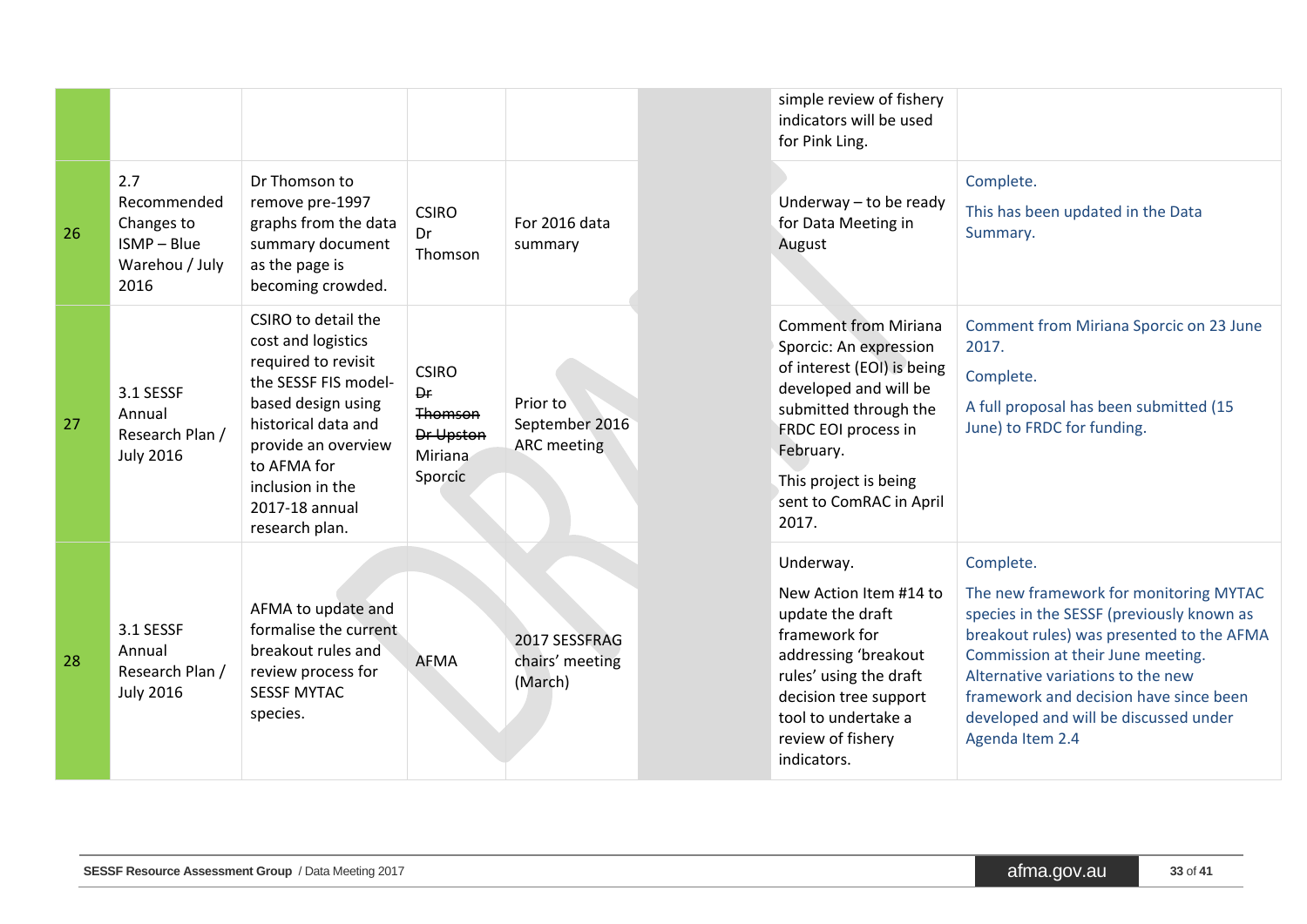| | | | | | | | |
|---|---|---|---|---|---|---|---|
| | | | | | | simple review of fishery indicators will be used for Pink Ling. | |
| 26 | 2.7 Recommended Changes to ISMP – Blue Warehou / July 2016 | Dr Thomson to remove pre-1997 graphs from the data summary document as the page is becoming crowded. | CSIRO Dr Thomson | For 2016 data summary | | Underway – to be ready for Data Meeting in August | Complete.<br>This has been updated in the Data Summary. |
| 27 | 3.1 SESSF Annual Research Plan / July 2016 | CSIRO to detail the cost and logistics required to revisit the SESSF FIS model-based design using historical data and provide an overview to AFMA for inclusion in the 2017-18 annual research plan. | CSIRO ~~Dr Thomson~~ ~~Dr Upston~~ Miriana Sporcic | Prior to September 2016 ARC meeting | | Comment from Miriana Sporcic: An expression of interest (EOI) is being developed and will be submitted through the FRDC EOI process in February.<br>This project is being sent to ComRAC in April 2017. | Comment from Miriana Sporcic on 23 June 2017.<br>Complete.<br>A full proposal has been submitted (15 June) to FRDC for funding. |
| 28 | 3.1 SESSF Annual Research Plan / July 2016 | AFMA to update and formalise the current breakout rules and review process for SESSF MYTAC species. | AFMA | 2017 SESSFRAG chairs' meeting (March) | | Underway.<br>New Action Item #14 to update the draft framework for addressing 'breakout rules' using the draft decision tree support tool to undertake a review of fishery indicators. | Complete.<br>The new framework for monitoring MYTAC species in the SESSF (previously known as breakout rules) was presented to the AFMA Commission at their June meeting. Alternative variations to the new framework and decision have since been developed and will be discussed under Agenda Item 2.4 |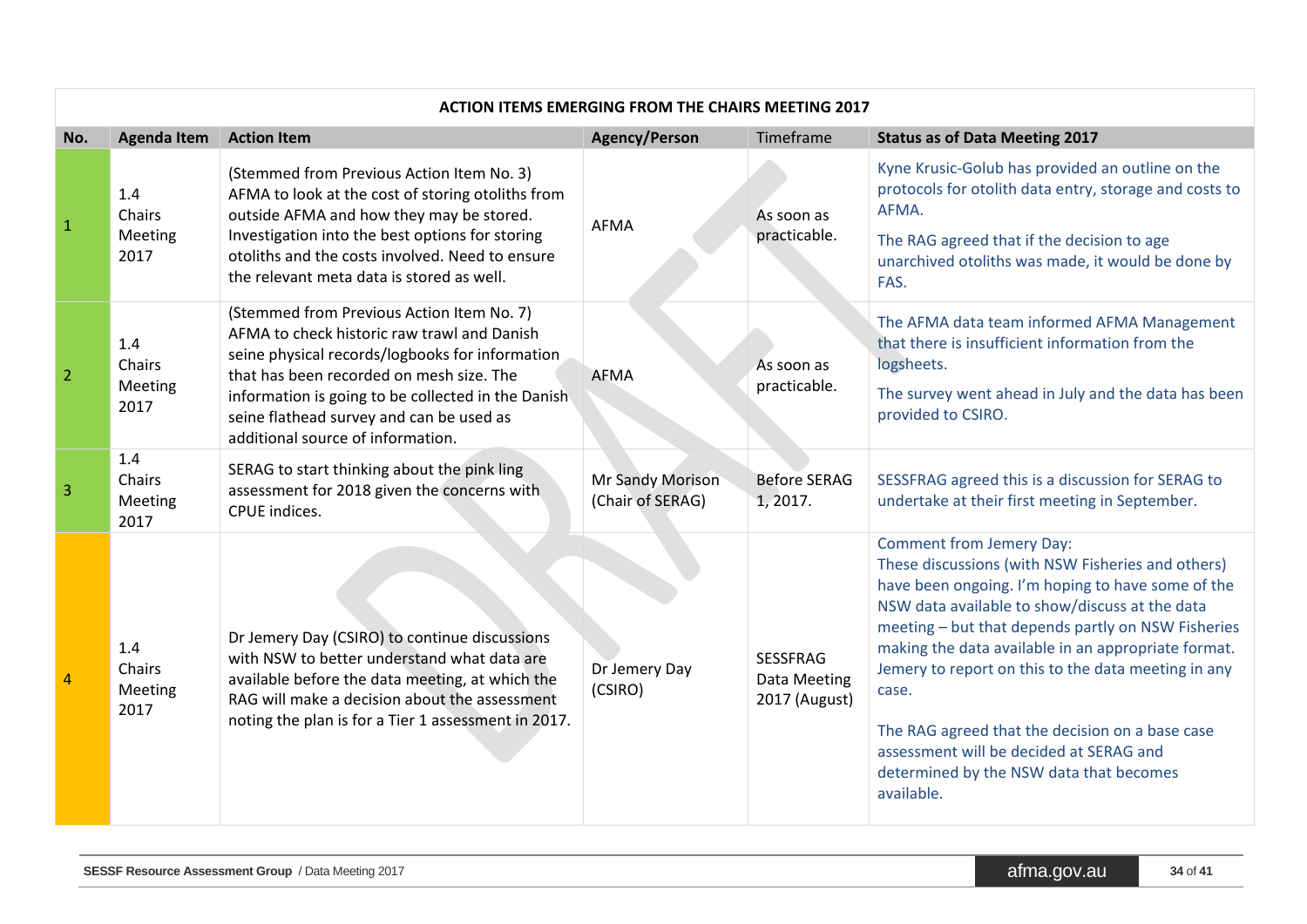| ACTION ITEMS EMERGING FROM THE CHAIRS MEETING 2017 | | | | | |
|---|---|---|---|---|---|
| **No.** | **Agenda Item** | **Action Item** | **Agency/Person** | Timeframe | **Status as of Data Meeting 2017** |
| 1 | 1.4 Chairs Meeting 2017 | (Stemmed from Previous Action Item No. 3) AFMA to look at the cost of storing otoliths from outside AFMA and how they may be stored. Investigation into the best options for storing otoliths and the costs involved. Need to ensure the relevant meta data is stored as well. | AFMA | As soon as practicable. | Kyne Krusic-Golub has provided an outline on the protocols for otolith data entry, storage and costs to AFMA.<br><br>The RAG agreed that if the decision to age unarchived otoliths was made, it would be done by FAS. |
| 2 | 1.4 Chairs Meeting 2017 | (Stemmed from Previous Action Item No. 7) AFMA to check historic raw trawl and Danish seine physical records/logbooks for information that has been recorded on mesh size. The information is going to be collected in the Danish seine flathead survey and can be used as additional source of information. | AFMA | As soon as practicable. | The AFMA data team informed AFMA Management that there is insufficient information from the logsheets.<br><br>The survey went ahead in July and the data has been provided to CSIRO. |
| 3 | 1.4 Chairs Meeting 2017 | SERAG to start thinking about the pink ling assessment for 2018 given the concerns with CPUE indices. | Mr Sandy Morison (Chair of SERAG) | Before SERAG 1, 2017. | SESSFRAG agreed this is a discussion for SERAG to undertake at their first meeting in September. |
| 4 | 1.4 Chairs Meeting 2017 | Dr Jemery Day (CSIRO) to continue discussions with NSW to better understand what data are available before the data meeting, at which the RAG will make a decision about the assessment noting the plan is for a Tier 1 assessment in 2017. | Dr Jemery Day (CSIRO) | SESSFRAG Data Meeting 2017 (August) | Comment from Jemery Day:<br>These discussions (with NSW Fisheries and others) have been ongoing. I'm hoping to have some of the NSW data available to show/discuss at the data meeting – but that depends partly on NSW Fisheries making the data available in an appropriate format. Jemery to report on this to the data meeting in any case.<br><br>The RAG agreed that the decision on a base case assessment will be decided at SERAG and determined by the NSW data that becomes available. |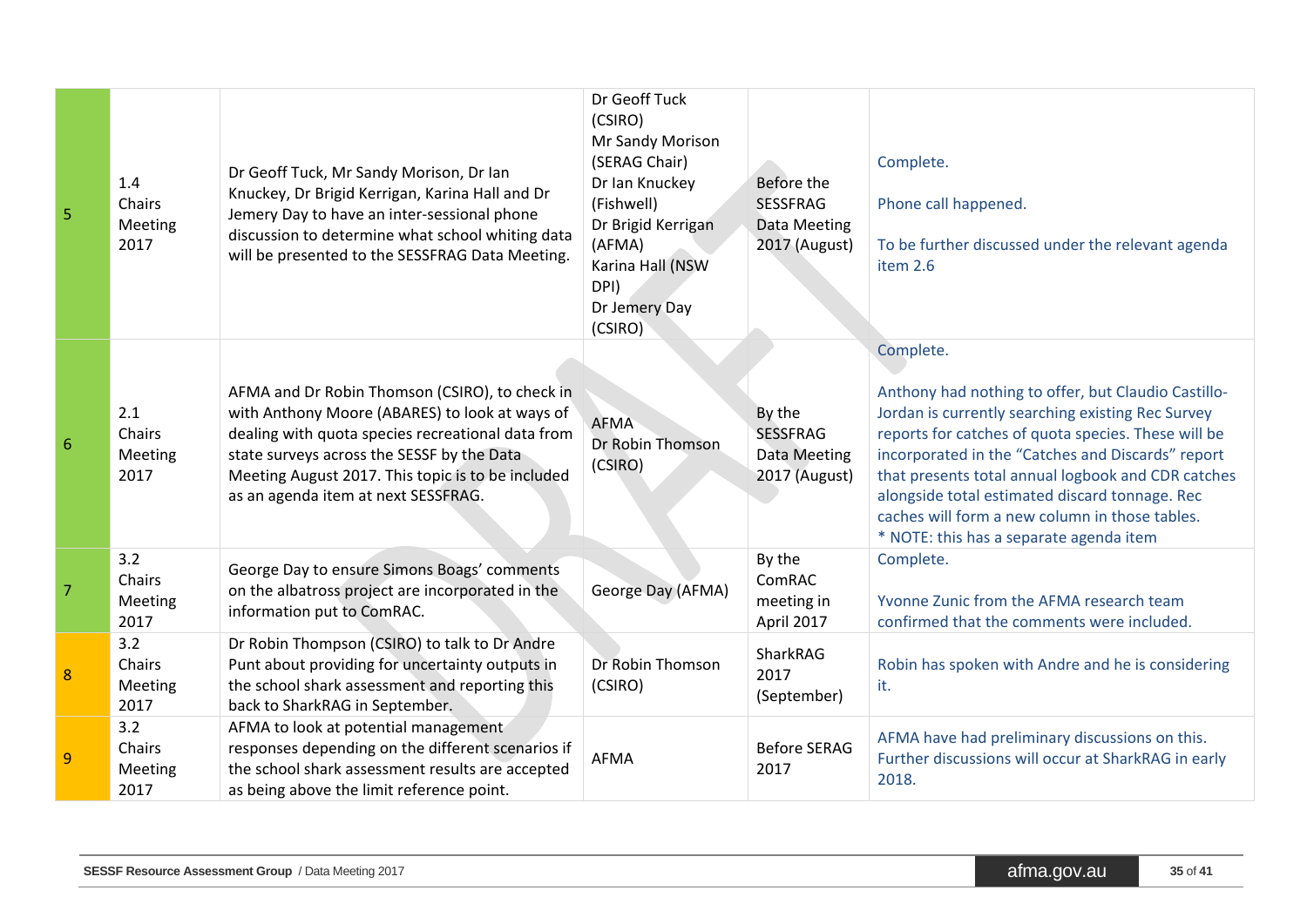| | | | | | |
|---|---|---|---|---|---|
| 5 | 1.4 Chairs Meeting 2017 | Dr Geoff Tuck, Mr Sandy Morison, Dr Ian Knuckey, Dr Brigid Kerrigan, Karina Hall and Dr Jemery Day to have an inter-sessional phone discussion to determine what school whiting data will be presented to the SESSFRAG Data Meeting. | Dr Geoff Tuck (CSIRO)<br>Mr Sandy Morison (SERAG Chair)<br>Dr Ian Knuckey (Fishwell)<br>Dr Brigid Kerrigan (AFMA)<br>Karina Hall (NSW DPI)<br>Dr Jemery Day (CSIRO) | Before the SESSFRAG Data Meeting 2017 (August) | Complete.<br><br>Phone call happened.<br><br>To be further discussed under the relevant agenda item 2.6 |
| 6 | 2.1 Chairs Meeting 2017 | AFMA and Dr Robin Thomson (CSIRO), to check in with Anthony Moore (ABARES) to look at ways of dealing with quota species recreational data from state surveys across the SESSF by the Data Meeting August 2017. This topic is to be included as an agenda item at next SESSFRAG. | AFMA<br>Dr Robin Thomson (CSIRO) | By the SESSFRAG Data Meeting 2017 (August) | Complete.<br><br>Anthony had nothing to offer, but Claudio Castillo-Jordan is currently searching existing Rec Survey reports for catches of quota species. These will be incorporated in the "Catches and Discards" report that presents total annual logbook and CDR catches alongside total estimated discard tonnage. Rec caches will form a new column in those tables.<br>* NOTE: this has a separate agenda item |
| 7 | 3.2 Chairs Meeting 2017 | George Day to ensure Simons Boags' comments on the albatross project are incorporated in the information put to ComRAC. | George Day (AFMA) | By the ComRAC meeting in April 2017 | Complete.<br><br>Yvonne Zunic from the AFMA research team confirmed that the comments were included. |
| 8 | 3.2 Chairs Meeting 2017 | Dr Robin Thompson (CSIRO) to talk to Dr Andre Punt about providing for uncertainty outputs in the school shark assessment and reporting this back to SharkRAG in September. | Dr Robin Thomson (CSIRO) | SharkRAG 2017 (September) | Robin has spoken with Andre and he is considering it. |
| 9 | 3.2 Chairs Meeting 2017 | AFMA to look at potential management responses depending on the different scenarios if the school shark assessment results are accepted as being above the limit reference point. | AFMA | Before SERAG 2017 | AFMA have had preliminary discussions on this. Further discussions will occur at SharkRAG in early 2018. |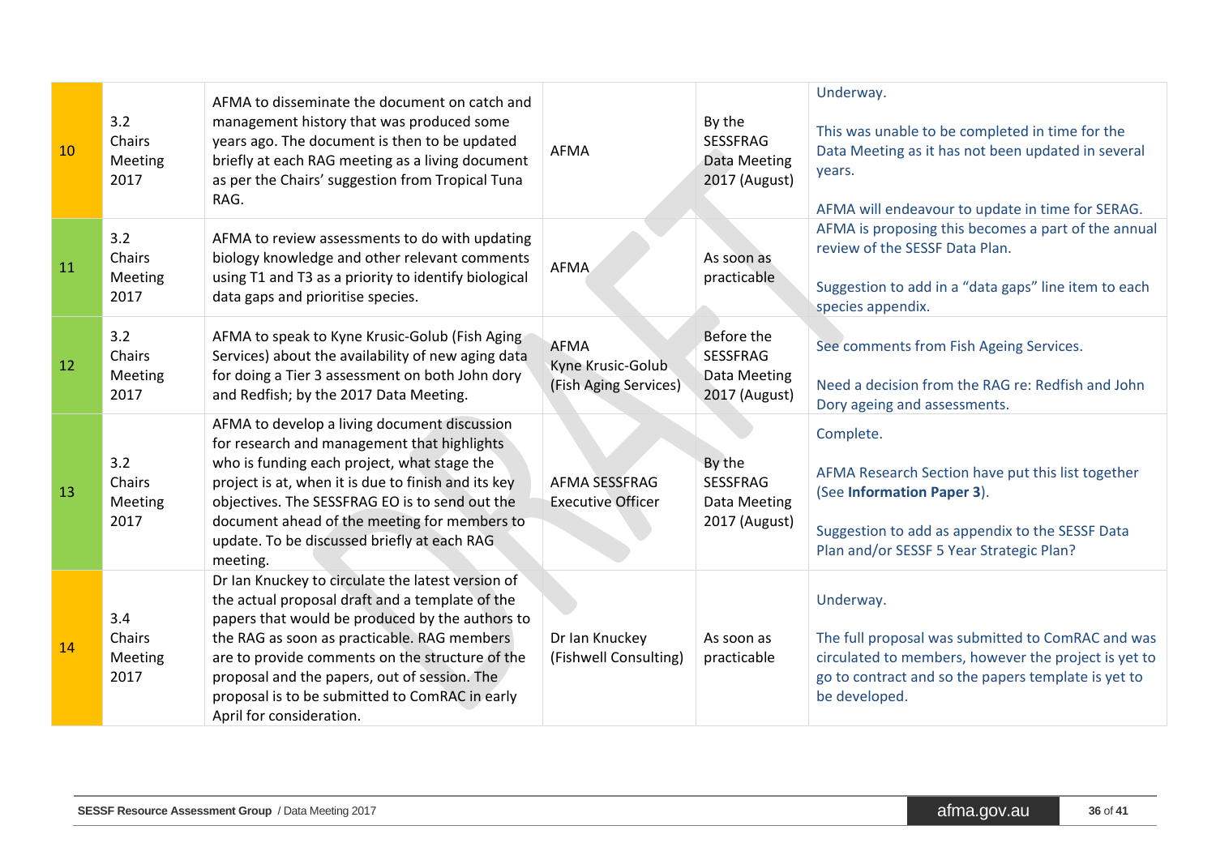| | | | | | |
|---|---|---|---|---|---|
| 10 | 3.2 Chairs Meeting 2017 | AFMA to disseminate the document on catch and management history that was produced some years ago. The document is then to be updated briefly at each RAG meeting as a living document as per the Chairs' suggestion from Tropical Tuna RAG. | AFMA | By the SESSFRAG Data Meeting 2017 (August) | Underway.<br><br>This was unable to be completed in time for the Data Meeting as it has not been updated in several years.<br><br>AFMA will endeavour to update in time for SERAG. |
| 11 | 3.2 Chairs Meeting 2017 | AFMA to review assessments to do with updating biology knowledge and other relevant comments using T1 and T3 as a priority to identify biological data gaps and prioritise species. | AFMA | As soon as practicable | AFMA is proposing this becomes a part of the annual review of the SESSF Data Plan.<br><br>Suggestion to add in a "data gaps" line item to each species appendix. |
| 12 | 3.2 Chairs Meeting 2017 | AFMA to speak to Kyne Krusic-Golub (Fish Aging Services) about the availability of new aging data for doing a Tier 3 assessment on both John dory and Redfish; by the 2017 Data Meeting. | AFMA<br>Kyne Krusic-Golub (Fish Aging Services) | Before the SESSFRAG Data Meeting 2017 (August) | See comments from Fish Ageing Services.<br><br>Need a decision from the RAG re: Redfish and John Dory ageing and assessments. |
| 13 | 3.2 Chairs Meeting 2017 | AFMA to develop a living document discussion for research and management that highlights who is funding each project, what stage the project is at, when it is due to finish and its key objectives. The SESSFRAG EO is to send out the document ahead of the meeting for members to update. To be discussed briefly at each RAG meeting. | AFMA SESSFRAG Executive Officer | By the SESSFRAG Data Meeting 2017 (August) | Complete.<br><br>AFMA Research Section have put this list together (See **Information Paper 3**).<br><br>Suggestion to add as appendix to the SESSF Data Plan and/or SESSF 5 Year Strategic Plan? |
| 14 | 3.4 Chairs Meeting 2017 | Dr Ian Knuckey to circulate the latest version of the actual proposal draft and a template of the papers that would be produced by the authors to the RAG as soon as practicable. RAG members are to provide comments on the structure of the proposal and the papers, out of session. The proposal is to be submitted to ComRAC in early April for consideration. | Dr Ian Knuckey (Fishwell Consulting) | As soon as practicable | Underway.<br><br>The full proposal was submitted to ComRAC and was circulated to members, however the project is yet to go to contract and so the papers template is yet to be developed. |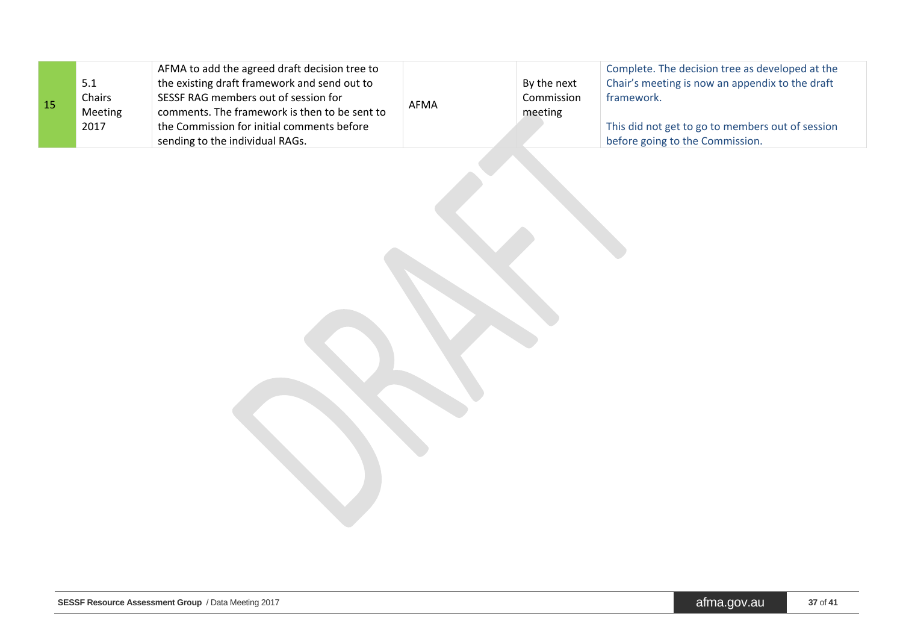| 15 | 5.1 Chairs Meeting 2017 | AFMA to add the agreed draft decision tree to the existing draft framework and send out to SESSF RAG members out of session for comments. The framework is then to be sent to the Commission for initial comments before sending to the individual RAGs. | AFMA | By the next Commission meeting | Complete. The decision tree as developed at the Chair's meeting is now an appendix to the draft framework.<br><br>This did not get to go to members out of session before going to the Commission. |
|---|---|---|---|---|---|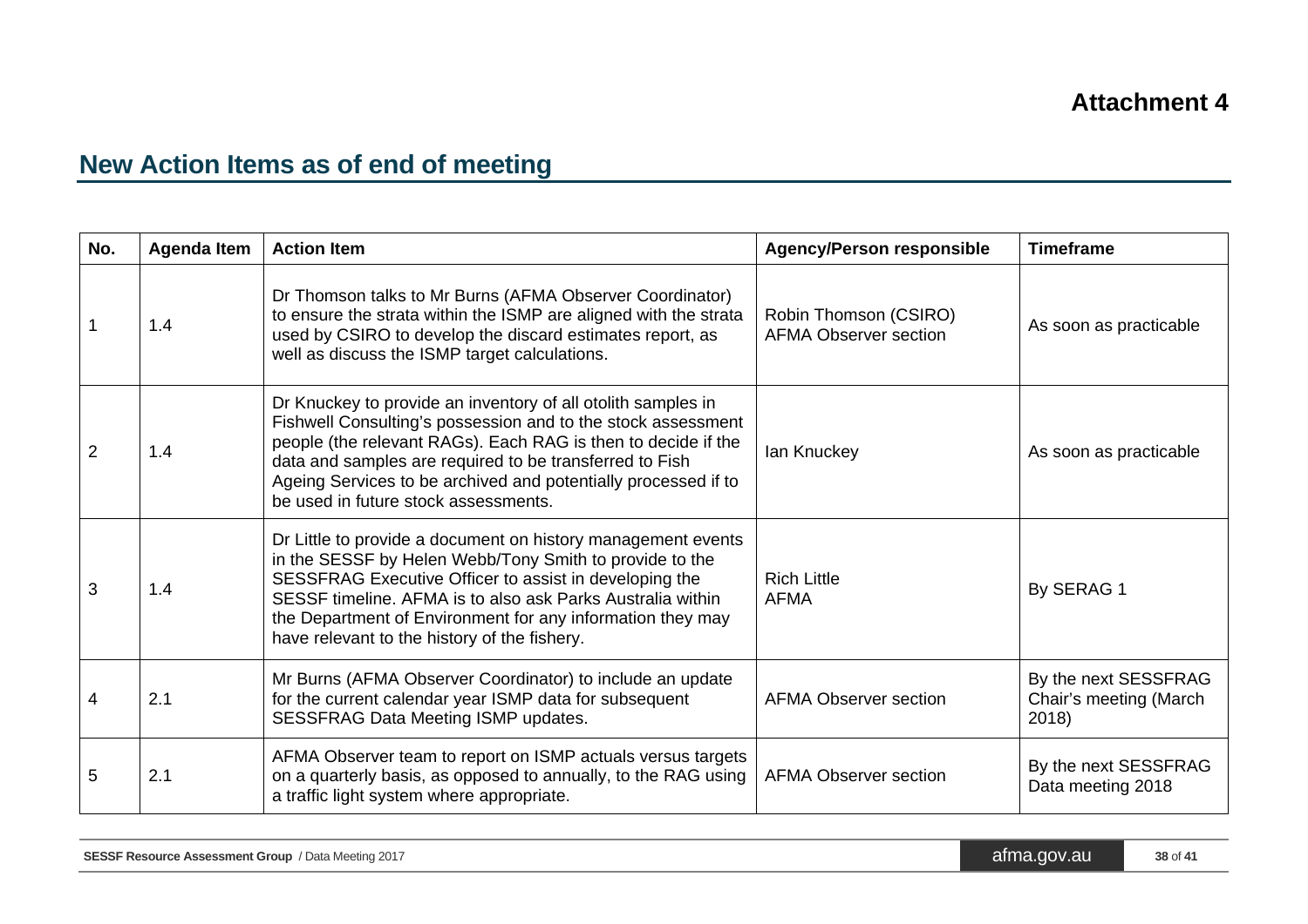**Attachment 4**

## New Action Items as of end of meeting

| No. | Agenda Item | Action Item | Agency/Person responsible | Timeframe |
|---|---|---|---|---|
| 1 | 1.4 | Dr Thomson talks to Mr Burns (AFMA Observer Coordinator) to ensure the strata within the ISMP are aligned with the strata used by CSIRO to develop the discard estimates report, as well as discuss the ISMP target calculations. | Robin Thomson (CSIRO)<br>AFMA Observer section | As soon as practicable |
| 2 | 1.4 | Dr Knuckey to provide an inventory of all otolith samples in Fishwell Consulting's possession and to the stock assessment people (the relevant RAGs). Each RAG is then to decide if the data and samples are required to be transferred to Fish Ageing Services to be archived and potentially processed if to be used in future stock assessments. | Ian Knuckey | As soon as practicable |
| 3 | 1.4 | Dr Little to provide a document on history management events in the SESSF by Helen Webb/Tony Smith to provide to the SESSFRAG Executive Officer to assist in developing the SESSF timeline. AFMA is to also ask Parks Australia within the Department of Environment for any information they may have relevant to the history of the fishery. | Rich Little<br>AFMA | By SERAG 1 |
| 4 | 2.1 | Mr Burns (AFMA Observer Coordinator) to include an update for the current calendar year ISMP data for subsequent SESSFRAG Data Meeting ISMP updates. | AFMA Observer section | By the next SESSFRAG Chair's meeting (March 2018) |
| 5 | 2.1 | AFMA Observer team to report on ISMP actuals versus targets on a quarterly basis, as opposed to annually, to the RAG using a traffic light system where appropriate. | AFMA Observer section | By the next SESSFRAG Data meeting 2018 |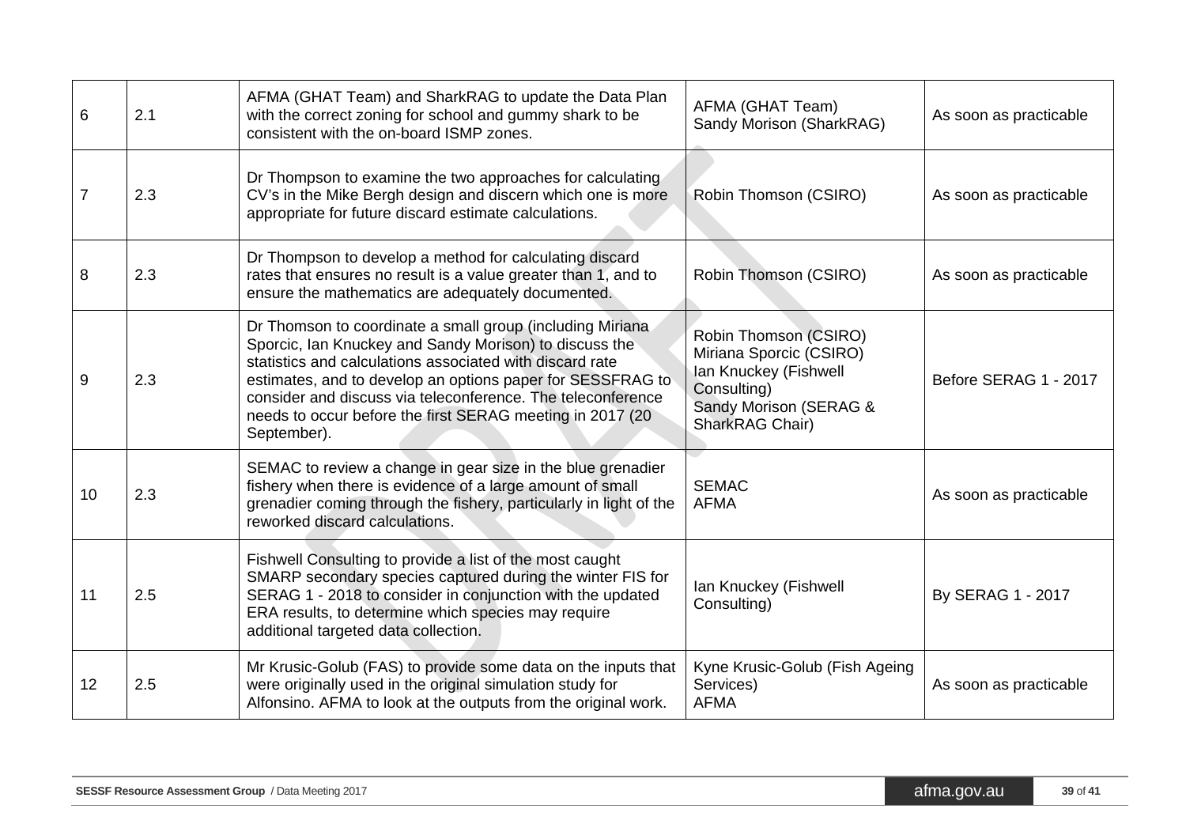| 6 | 2.1 | AFMA (GHAT Team) and SharkRAG to update the Data Plan with the correct zoning for school and gummy shark to be consistent with the on-board ISMP zones. | AFMA (GHAT Team)<br>Sandy Morison (SharkRAG) | As soon as practicable |
|---|---|---|---|---|
| 7 | 2.3 | Dr Thompson to examine the two approaches for calculating CV's in the Mike Bergh design and discern which one is more appropriate for future discard estimate calculations. | Robin Thomson (CSIRO) | As soon as practicable |
| 8 | 2.3 | Dr Thompson to develop a method for calculating discard rates that ensures no result is a value greater than 1, and to ensure the mathematics are adequately documented. | Robin Thomson (CSIRO) | As soon as practicable |
| 9 | 2.3 | Dr Thomson to coordinate a small group (including Miriana Sporcic, Ian Knuckey and Sandy Morison) to discuss the statistics and calculations associated with discard rate estimates, and to develop an options paper for SESSFRAG to consider and discuss via teleconference. The teleconference needs to occur before the first SERAG meeting in 2017 (20 September). | Robin Thomson (CSIRO)<br>Miriana Sporcic (CSIRO)<br>Ian Knuckey (Fishwell Consulting)<br>Sandy Morison (SERAG & SharkRAG Chair) | Before SERAG 1 - 2017 |
| 10 | 2.3 | SEMAC to review a change in gear size in the blue grenadier fishery when there is evidence of a large amount of small grenadier coming through the fishery, particularly in light of the reworked discard calculations. | SEMAC<br>AFMA | As soon as practicable |
| 11 | 2.5 | Fishwell Consulting to provide a list of the most caught SMARP secondary species captured during the winter FIS for SERAG 1 - 2018 to consider in conjunction with the updated ERA results, to determine which species may require additional targeted data collection. | Ian Knuckey (Fishwell Consulting) | By SERAG 1 - 2017 |
| 12 | 2.5 | Mr Krusic-Golub (FAS) to provide some data on the inputs that were originally used in the original simulation study for Alfonsino. AFMA to look at the outputs from the original work. | Kyne Krusic-Golub (Fish Ageing Services)<br>AFMA | As soon as practicable |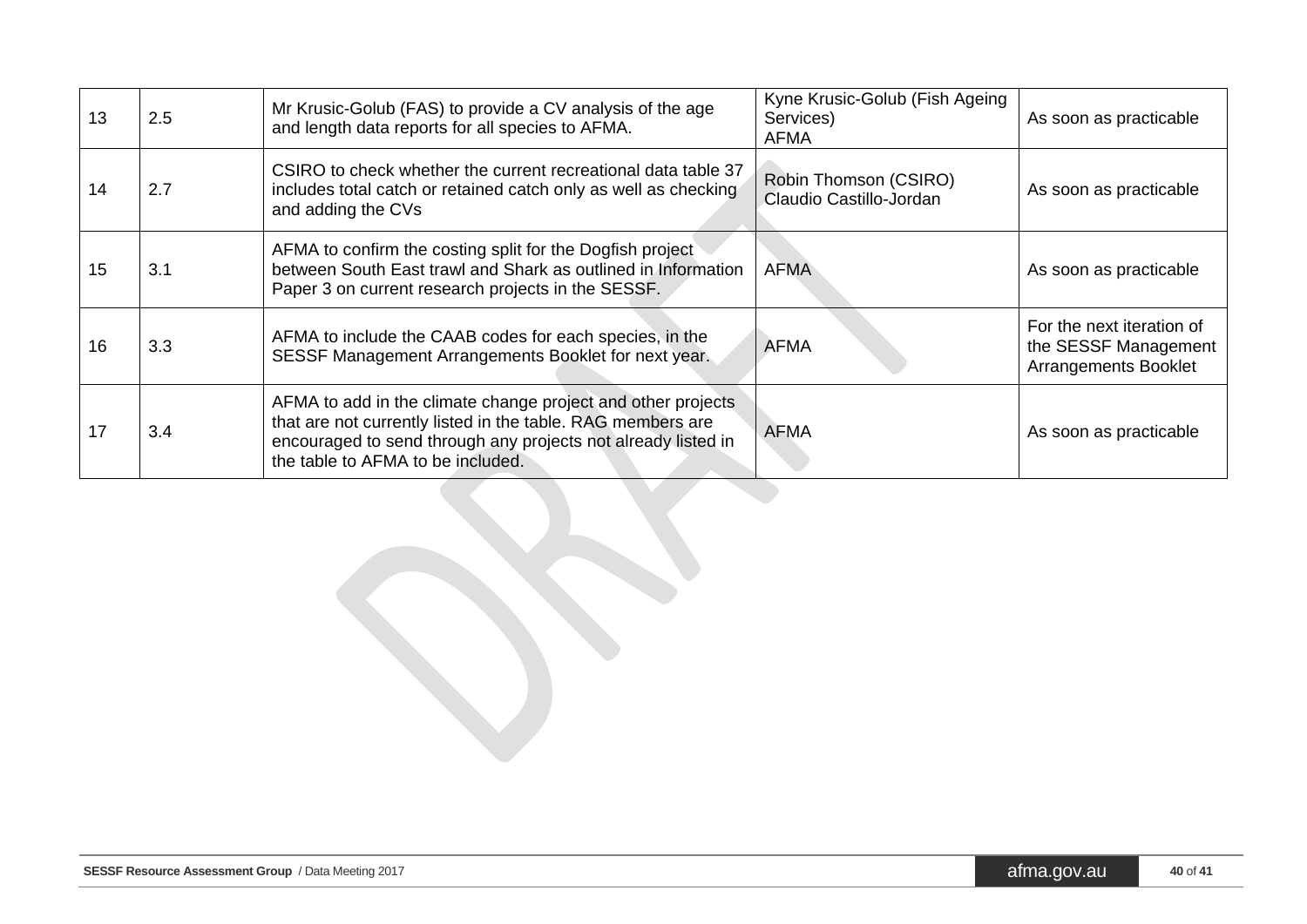| 13 | 2.5 | Mr Krusic-Golub (FAS) to provide a CV analysis of the age and length data reports for all species to AFMA. | Kyne Krusic-Golub (Fish Ageing Services)<br>AFMA | As soon as practicable |
|---|---|---|---|---|
| 14 | 2.7 | CSIRO to check whether the current recreational data table 37 includes total catch or retained catch only as well as checking and adding the CVs | Robin Thomson (CSIRO)<br>Claudio Castillo-Jordan | As soon as practicable |
| 15 | 3.1 | AFMA to confirm the costing split for the Dogfish project between South East trawl and Shark as outlined in Information Paper 3 on current research projects in the SESSF. | AFMA | As soon as practicable |
| 16 | 3.3 | AFMA to include the CAAB codes for each species, in the SESSF Management Arrangements Booklet for next year. | AFMA | For the next iteration of the SESSF Management Arrangements Booklet |
| 17 | 3.4 | AFMA to add in the climate change project and other projects that are not currently listed in the table. RAG members are encouraged to send through any projects not already listed in the table to AFMA to be included. | AFMA | As soon as practicable |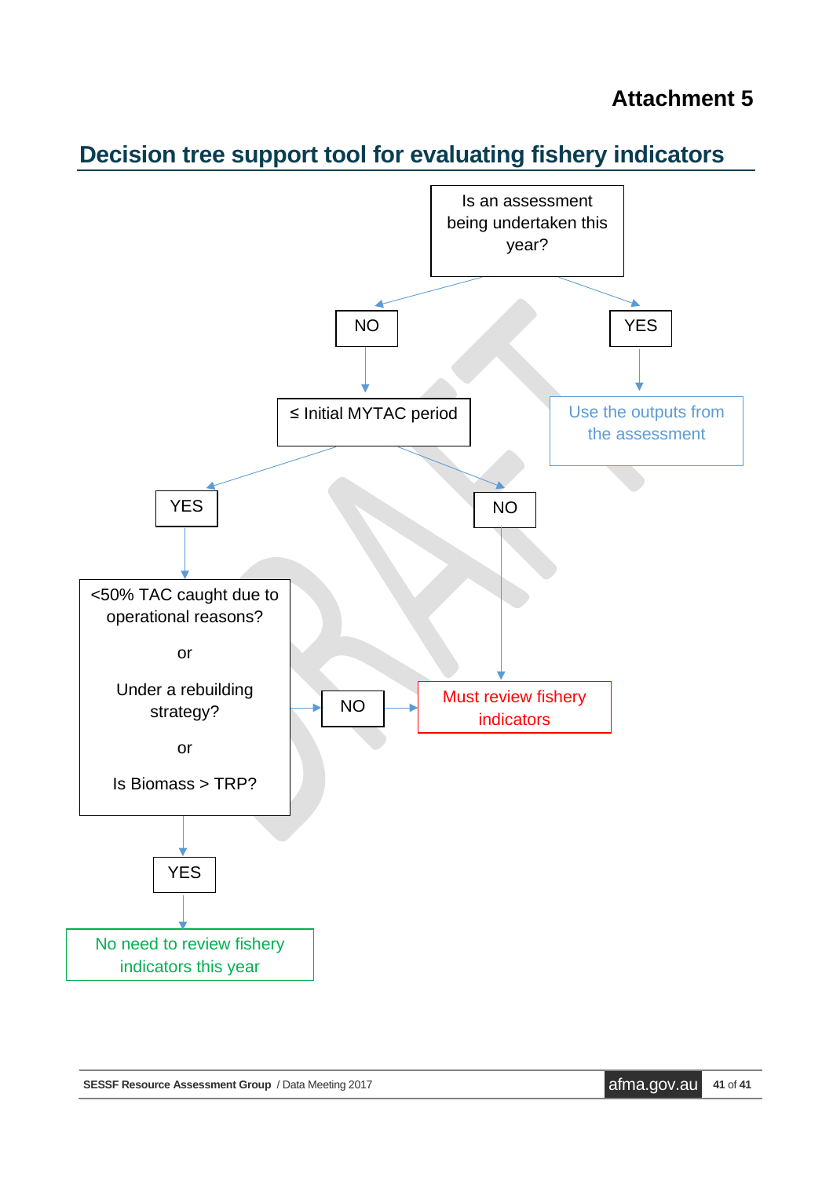**Attachment 5**

## Decision tree support tool for evaluating fishery indicators

Is an assessment being undertaken this year?

NO

YES

≤ Initial MYTAC period

Use the outputs from the assessment

YES

NO

<50% TAC caught due to operational reasons?

or

Under a rebuilding strategy?

or

Is Biomass > TRP?

NO

Must review fishery indicators

YES

No need to review fishery indicators this year